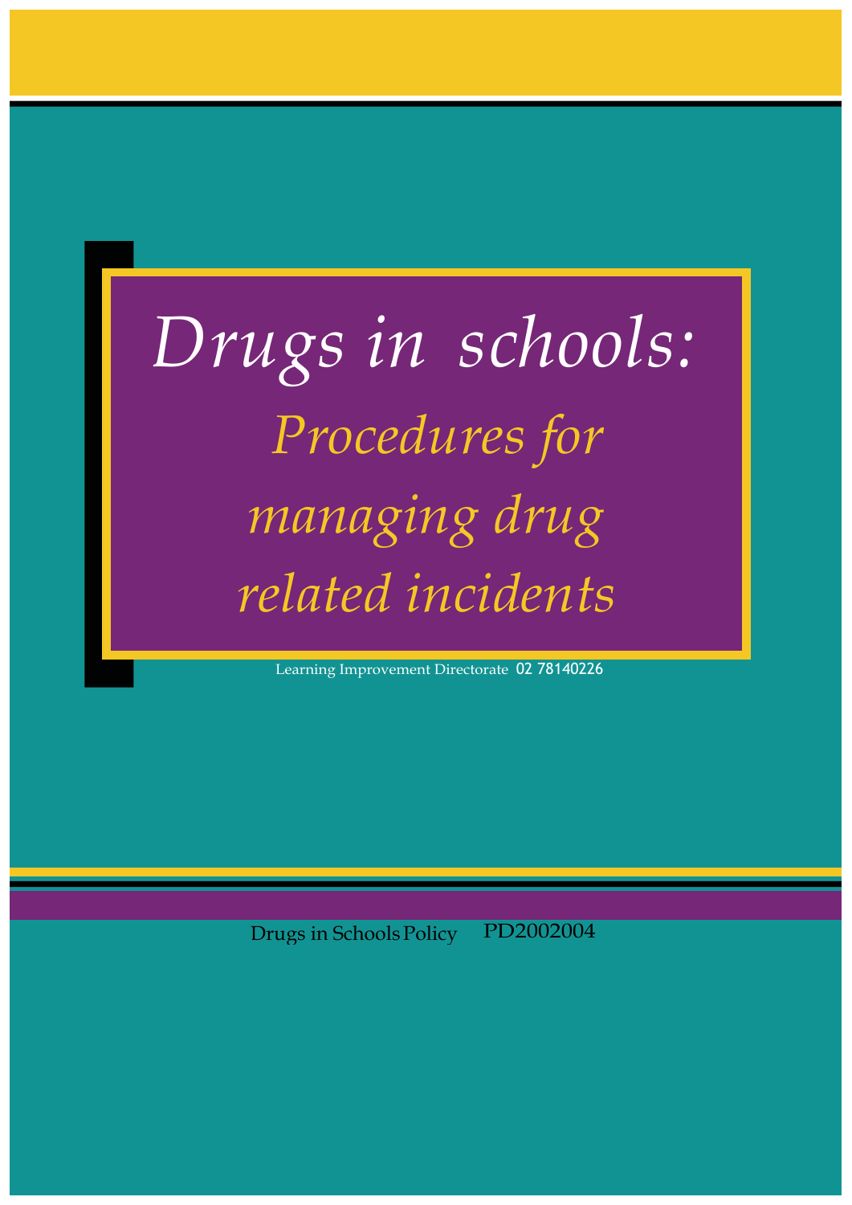# *Drugs in schools:*

## *Procedures for managing drug related incidents*

Learning Improvement Directorate 02 78140226

Drugs in Schools Policy PD2002004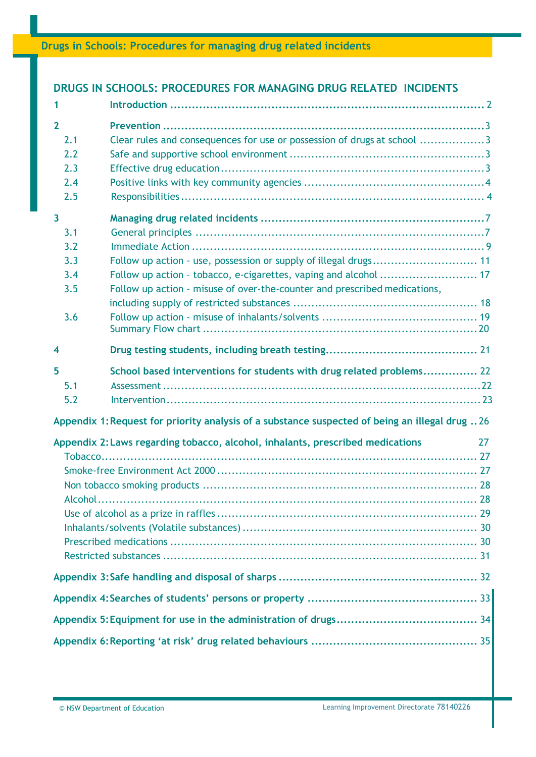# DRUGS IN SCHOOLS: PROCEDURES FOR MANAGING DRUG RELATED INCIDENTS

| | | |
|---|---|---|
| **1** | **Introduction** | **2** |
| **2** | **Prevention** | **3** |
| 2.1 | Clear rules and consequences for use or possession of drugs at school | 3 |
| 2.2 | Safe and supportive school environment | 3 |
| 2.3 | Effective drug education | 3 |
| 2.4 | Positive links with key community agencies | 4 |
| 2.5 | Responsibilities | 4 |
| **3** | **Managing drug related incidents** | **7** |
| 3.1 | General principles | 7 |
| 3.2 | Immediate Action | 9 |
| 3.3 | Follow up action - use, possession or supply of illegal drugs | 11 |
| 3.4 | Follow up action – tobacco, e-cigarettes, vaping and alcohol | 17 |
| 3.5 | Follow up action - misuse of over-the-counter and prescribed medications, including supply of restricted substances | 18 |
| 3.6 | Follow up action - misuse of inhalants/solvents | 19 |
| | Summary Flow chart | 20 |
| **4** | **Drug testing students, including breath testing** | **21** |
| **5** | **School based interventions for students with drug related problems** | **22** |
| 5.1 | Assessment | 22 |
| 5.2 | Intervention | 23 |
| **Appendix 1:** | **Request for priority analysis of a substance suspected of being an illegal drug** | **26** |
| **Appendix 2:** | **Laws regarding tobacco, alcohol, inhalants, prescribed medications** | **27** |
| | Tobacco | 27 |
| | Smoke-free Environment Act 2000 | 27 |
| | Non tobacco smoking products | 28 |
| | Alcohol | 28 |
| | Use of alcohol as a prize in raffles | 29 |
| | Inhalants/solvents (Volatile substances) | 30 |
| | Prescribed medications | 30 |
| | Restricted substances | 31 |
| **Appendix 3:** | **Safe handling and disposal of sharps** | **32** |
| **Appendix 4:** | **Searches of students' persons or property** | **33** |
| **Appendix 5:** | **Equipment for use in the administration of drugs** | **34** |
| **Appendix 6:** | **Reporting 'at risk' drug related behaviours** | **35** |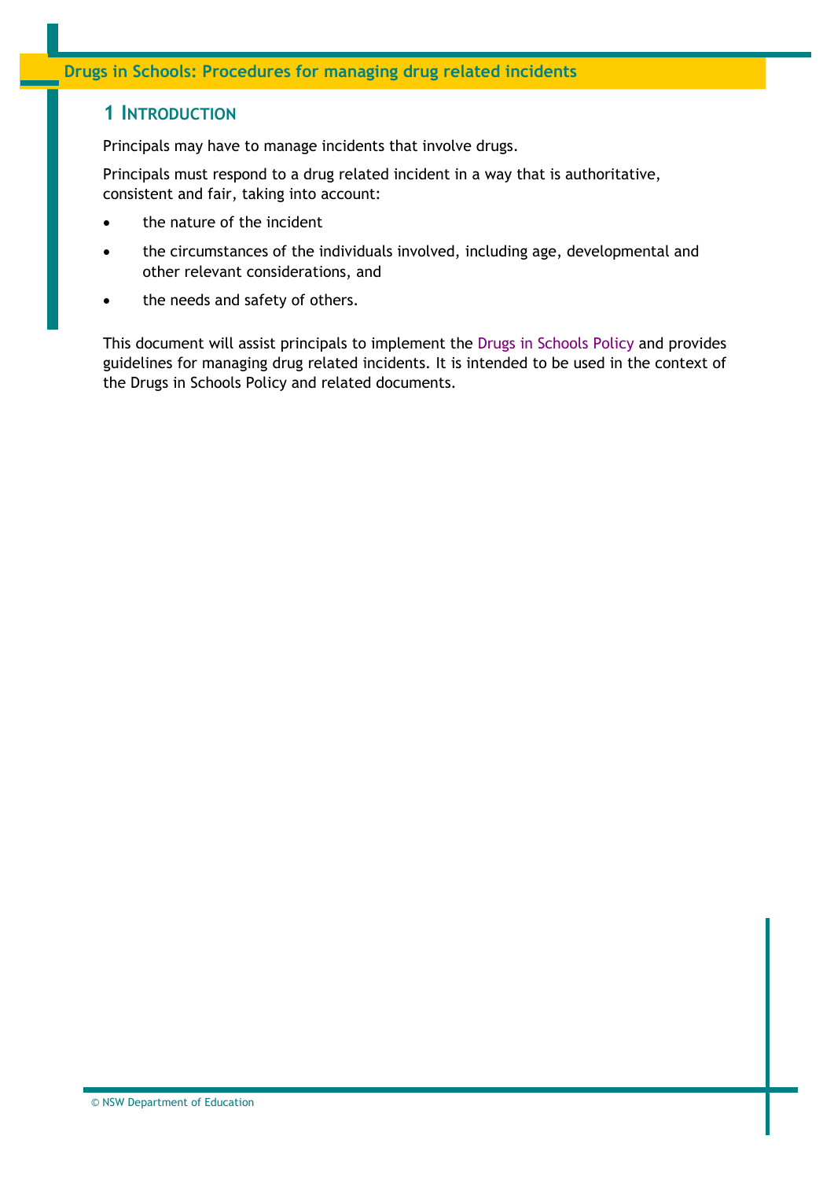## 1 Introduction

Principals may have to manage incidents that involve drugs.

Principals must respond to a drug related incident in a way that is authoritative, consistent and fair, taking into account:

- the nature of the incident
- the circumstances of the individuals involved, including age, developmental and other relevant considerations, and
- the needs and safety of others.

This document will assist principals to implement the Drugs in Schools Policy and provides guidelines for managing drug related incidents. It is intended to be used in the context of the Drugs in Schools Policy and related documents.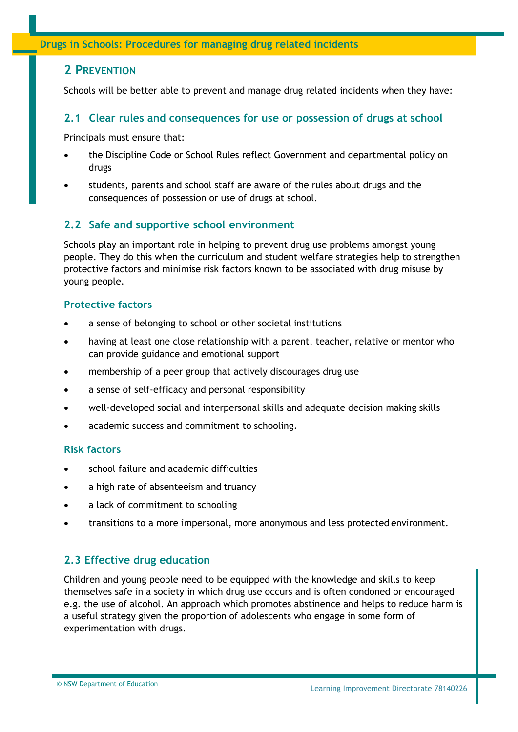## 2 Prevention

Schools will be better able to prevent and manage drug related incidents when they have:

### 2.1 Clear rules and consequences for use or possession of drugs at school

Principals must ensure that:

- the Discipline Code or School Rules reflect Government and departmental policy on drugs
- students, parents and school staff are aware of the rules about drugs and the consequences of possession or use of drugs at school.

### 2.2 Safe and supportive school environment

Schools play an important role in helping to prevent drug use problems amongst young people. They do this when the curriculum and student welfare strategies help to strengthen protective factors and minimise risk factors known to be associated with drug misuse by young people.

#### Protective factors

- a sense of belonging to school or other societal institutions
- having at least one close relationship with a parent, teacher, relative or mentor who can provide guidance and emotional support
- membership of a peer group that actively discourages drug use
- a sense of self-efficacy and personal responsibility
- well-developed social and interpersonal skills and adequate decision making skills
- academic success and commitment to schooling.

#### Risk factors

- school failure and academic difficulties
- a high rate of absenteeism and truancy
- a lack of commitment to schooling
- transitions to a more impersonal, more anonymous and less protected environment.

### 2.3 Effective drug education

Children and young people need to be equipped with the knowledge and skills to keep themselves safe in a society in which drug use occurs and is often condoned or encouraged e.g. the use of alcohol. An approach which promotes abstinence and helps to reduce harm is a useful strategy given the proportion of adolescents who engage in some form of experimentation with drugs.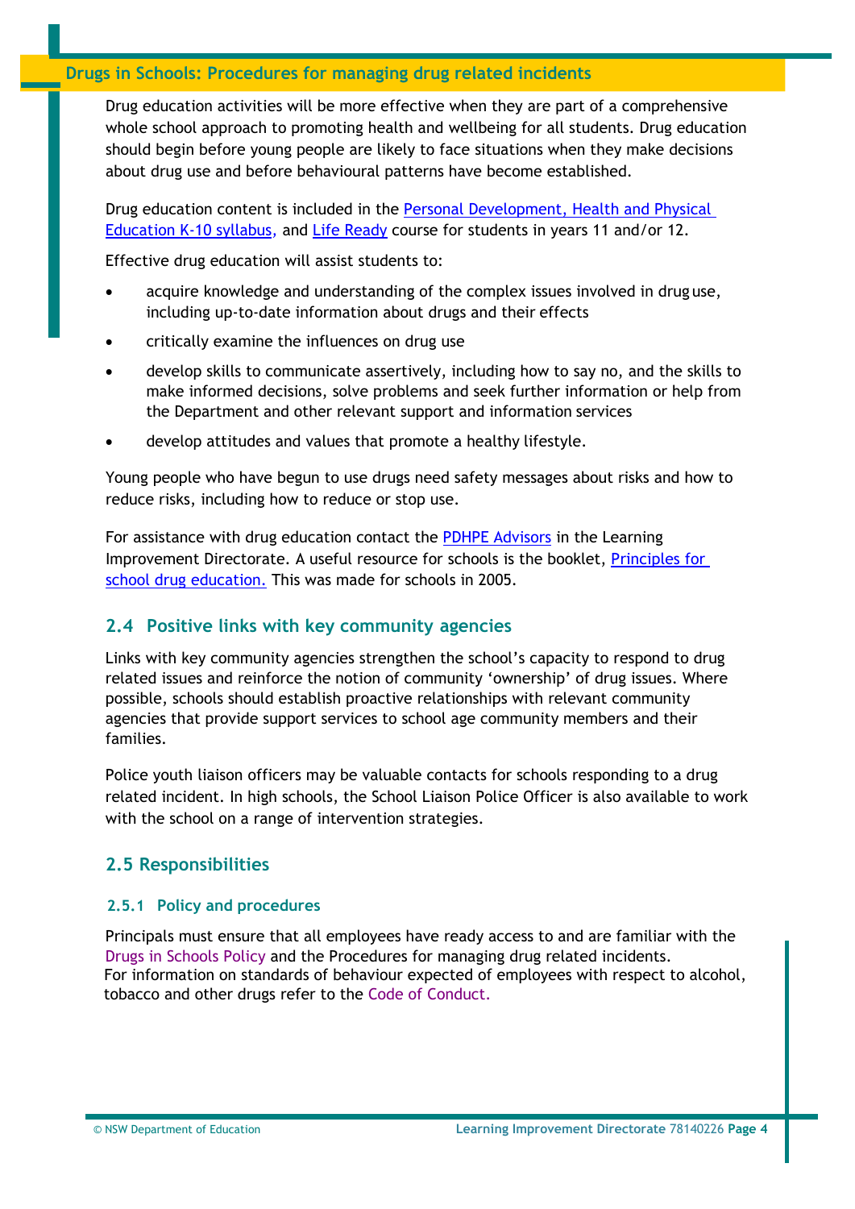Drug education activities will be more effective when they are part of a comprehensive whole school approach to promoting health and wellbeing for all students. Drug education should begin before young people are likely to face situations when they make decisions about drug use and before behavioural patterns have become established.

Drug education content is included in the Personal Development, Health and Physical Education K-10 syllabus, and Life Ready course for students in years 11 and/or 12.

Effective drug education will assist students to:

- acquire knowledge and understanding of the complex issues involved in drug use, including up-to-date information about drugs and their effects
- critically examine the influences on drug use
- develop skills to communicate assertively, including how to say no, and the skills to make informed decisions, solve problems and seek further information or help from the Department and other relevant support and information services
- develop attitudes and values that promote a healthy lifestyle.

Young people who have begun to use drugs need safety messages about risks and how to reduce risks, including how to reduce or stop use.

For assistance with drug education contact the PDHPE Advisors in the Learning Improvement Directorate. A useful resource for schools is the booklet, Principles for school drug education. This was made for schools in 2005.

## 2.4 Positive links with key community agencies

Links with key community agencies strengthen the school's capacity to respond to drug related issues and reinforce the notion of community 'ownership' of drug issues. Where possible, schools should establish proactive relationships with relevant community agencies that provide support services to school age community members and their families.

Police youth liaison officers may be valuable contacts for schools responding to a drug related incident. In high schools, the School Liaison Police Officer is also available to work with the school on a range of intervention strategies.

## 2.5 Responsibilities

### 2.5.1 Policy and procedures

Principals must ensure that all employees have ready access to and are familiar with the Drugs in Schools Policy and the Procedures for managing drug related incidents. For information on standards of behaviour expected of employees with respect to alcohol, tobacco and other drugs refer to the Code of Conduct.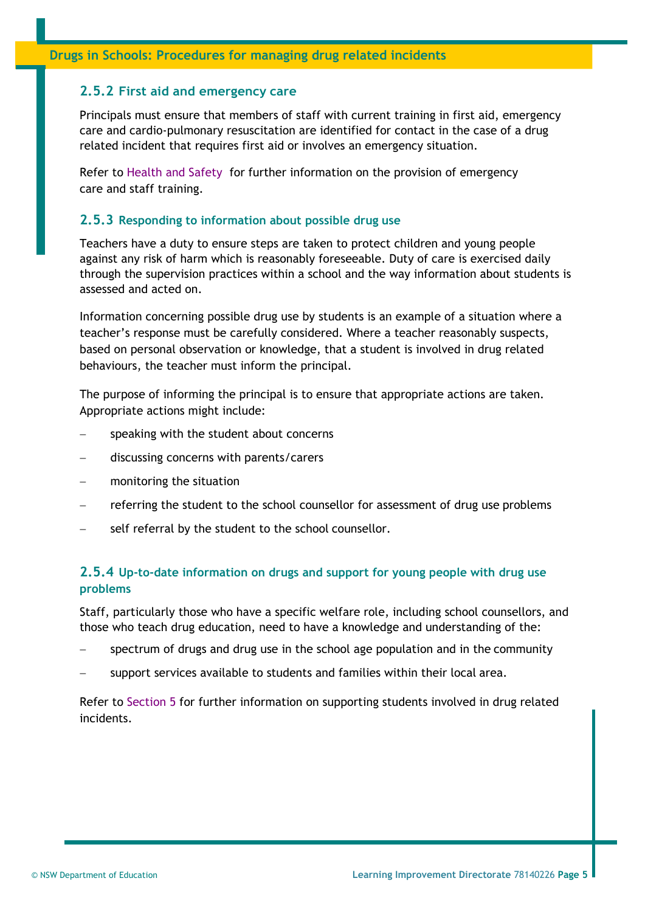### 2.5.2 First aid and emergency care

Principals must ensure that members of staff with current training in first aid, emergency care and cardio-pulmonary resuscitation are identified for contact in the case of a drug related incident that requires first aid or involves an emergency situation.

Refer to Health and Safety for further information on the provision of emergency care and staff training.

### 2.5.3 Responding to information about possible drug use

Teachers have a duty to ensure steps are taken to protect children and young people against any risk of harm which is reasonably foreseeable. Duty of care is exercised daily through the supervision practices within a school and the way information about students is assessed and acted on.

Information concerning possible drug use by students is an example of a situation where a teacher's response must be carefully considered. Where a teacher reasonably suspects, based on personal observation or knowledge, that a student is involved in drug related behaviours, the teacher must inform the principal.

The purpose of informing the principal is to ensure that appropriate actions are taken. Appropriate actions might include:

- speaking with the student about concerns
- discussing concerns with parents/carers
- monitoring the situation
- referring the student to the school counsellor for assessment of drug use problems
- self referral by the student to the school counsellor.

### 2.5.4 Up-to-date information on drugs and support for young people with drug use problems

Staff, particularly those who have a specific welfare role, including school counsellors, and those who teach drug education, need to have a knowledge and understanding of the:

- spectrum of drugs and drug use in the school age population and in the community
- support services available to students and families within their local area.

Refer to Section 5 for further information on supporting students involved in drug related incidents.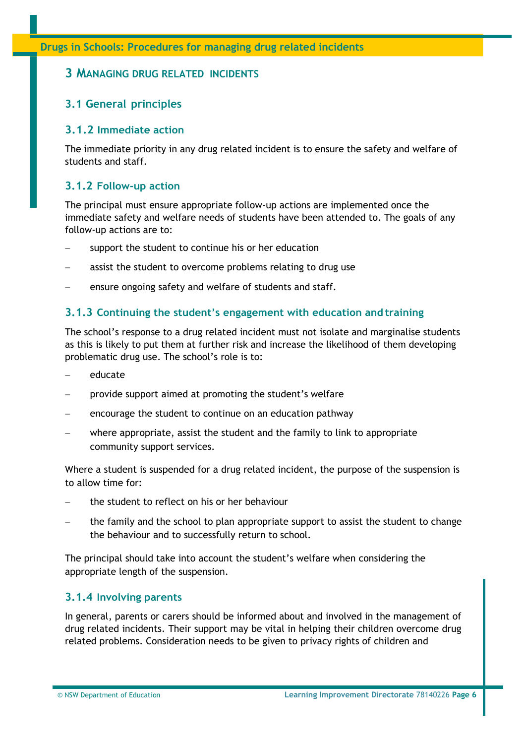# 3 Managing drug related incidents

## 3.1 General principles

### 3.1.2 Immediate action

The immediate priority in any drug related incident is to ensure the safety and welfare of students and staff.

### 3.1.2 Follow-up action

The principal must ensure appropriate follow-up actions are implemented once the immediate safety and welfare needs of students have been attended to. The goals of any follow-up actions are to:

- support the student to continue his or her education
- assist the student to overcome problems relating to drug use
- ensure ongoing safety and welfare of students and staff.

### 3.1.3 Continuing the student's engagement with education and training

The school's response to a drug related incident must not isolate and marginalise students as this is likely to put them at further risk and increase the likelihood of them developing problematic drug use. The school's role is to:

- educate
- provide support aimed at promoting the student's welfare
- encourage the student to continue on an education pathway
- where appropriate, assist the student and the family to link to appropriate community support services.

Where a student is suspended for a drug related incident, the purpose of the suspension is to allow time for:

- the student to reflect on his or her behaviour
- the family and the school to plan appropriate support to assist the student to change the behaviour and to successfully return to school.

The principal should take into account the student's welfare when considering the appropriate length of the suspension.

### 3.1.4 Involving parents

In general, parents or carers should be informed about and involved in the management of drug related incidents. Their support may be vital in helping their children overcome drug related problems. Consideration needs to be given to privacy rights of children and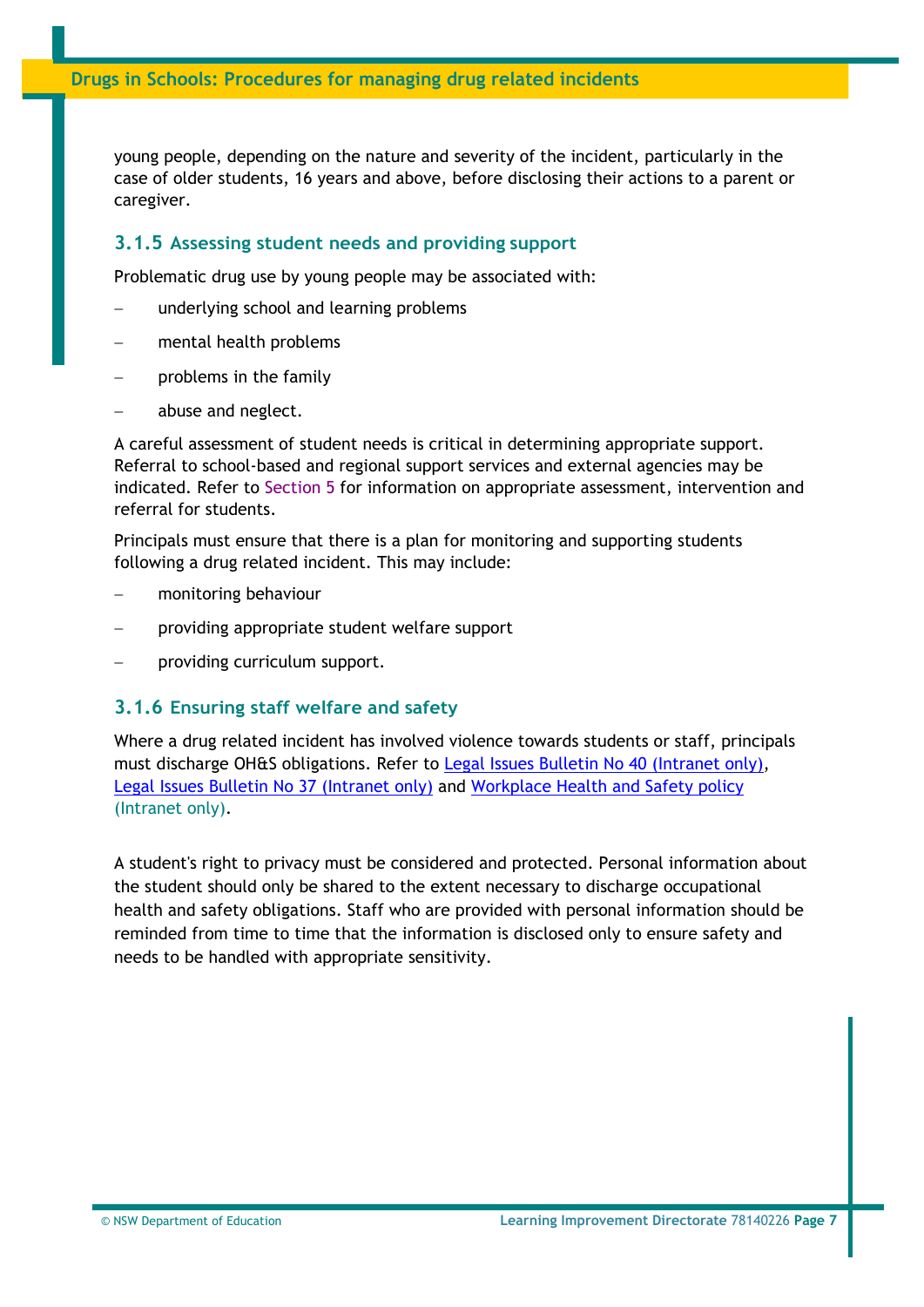young people, depending on the nature and severity of the incident, particularly in the case of older students, 16 years and above, before disclosing their actions to a parent or caregiver.

### 3.1.5 Assessing student needs and providing support

Problematic drug use by young people may be associated with:

- underlying school and learning problems
- mental health problems
- problems in the family
- abuse and neglect.

A careful assessment of student needs is critical in determining appropriate support. Referral to school-based and regional support services and external agencies may be indicated. Refer to Section 5 for information on appropriate assessment, intervention and referral for students.

Principals must ensure that there is a plan for monitoring and supporting students following a drug related incident. This may include:

- monitoring behaviour
- providing appropriate student welfare support
- providing curriculum support.

### 3.1.6 Ensuring staff welfare and safety

Where a drug related incident has involved violence towards students or staff, principals must discharge OH&S obligations. Refer to Legal Issues Bulletin No 40 (Intranet only), Legal Issues Bulletin No 37 (Intranet only) and Workplace Health and Safety policy (Intranet only).

A student's right to privacy must be considered and protected. Personal information about the student should only be shared to the extent necessary to discharge occupational health and safety obligations. Staff who are provided with personal information should be reminded from time to time that the information is disclosed only to ensure safety and needs to be handled with appropriate sensitivity.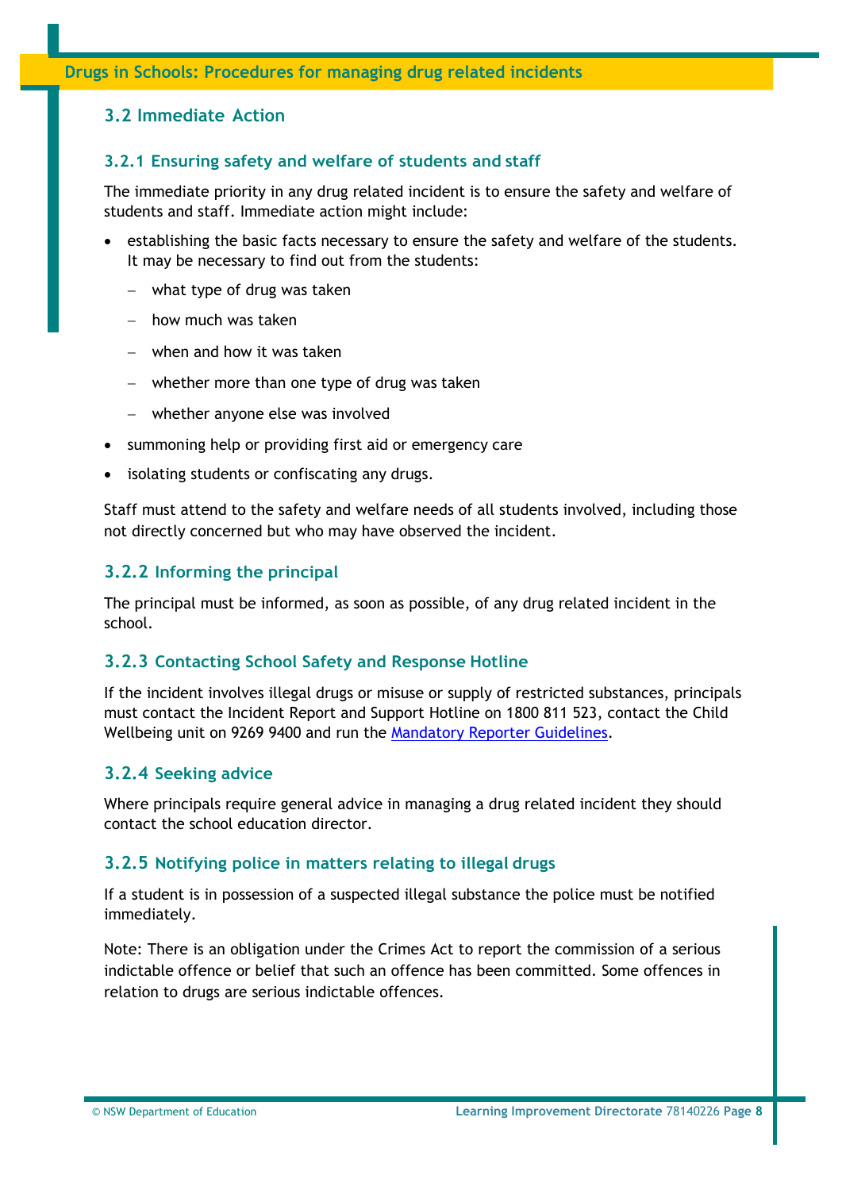## 3.2 Immediate Action

### 3.2.1 Ensuring safety and welfare of students and staff

The immediate priority in any drug related incident is to ensure the safety and welfare of students and staff. Immediate action might include:

- establishing the basic facts necessary to ensure the safety and welfare of the students. It may be necessary to find out from the students:
  - what type of drug was taken
  - how much was taken
  - when and how it was taken
  - whether more than one type of drug was taken
  - whether anyone else was involved
- summoning help or providing first aid or emergency care
- isolating students or confiscating any drugs.

Staff must attend to the safety and welfare needs of all students involved, including those not directly concerned but who may have observed the incident.

### 3.2.2 Informing the principal

The principal must be informed, as soon as possible, of any drug related incident in the school.

### 3.2.3 Contacting School Safety and Response Hotline

If the incident involves illegal drugs or misuse or supply of restricted substances, principals must contact the Incident Report and Support Hotline on 1800 811 523, contact the Child Wellbeing unit on 9269 9400 and run the Mandatory Reporter Guidelines.

### 3.2.4 Seeking advice

Where principals require general advice in managing a drug related incident they should contact the school education director.

### 3.2.5 Notifying police in matters relating to illegal drugs

If a student is in possession of a suspected illegal substance the police must be notified immediately.

Note: There is an obligation under the Crimes Act to report the commission of a serious indictable offence or belief that such an offence has been committed. Some offences in relation to drugs are serious indictable offences.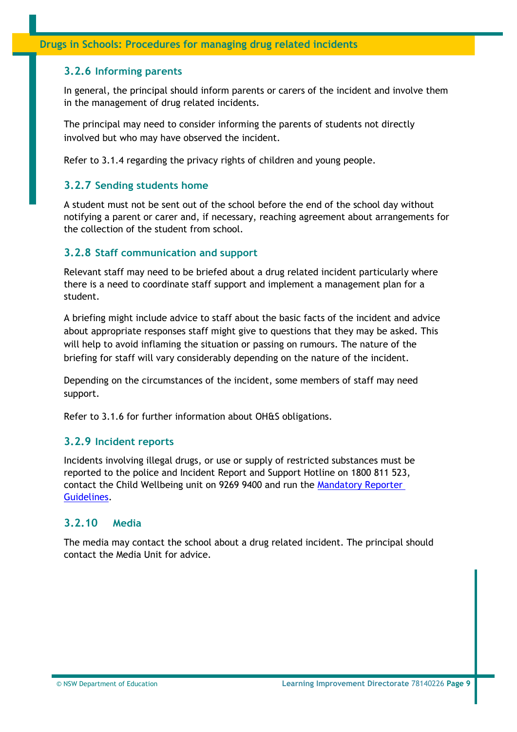### 3.2.6 Informing parents

In general, the principal should inform parents or carers of the incident and involve them in the management of drug related incidents.

The principal may need to consider informing the parents of students not directly involved but who may have observed the incident.

Refer to 3.1.4 regarding the privacy rights of children and young people.

### 3.2.7 Sending students home

A student must not be sent out of the school before the end of the school day without notifying a parent or carer and, if necessary, reaching agreement about arrangements for the collection of the student from school.

### 3.2.8 Staff communication and support

Relevant staff may need to be briefed about a drug related incident particularly where there is a need to coordinate staff support and implement a management plan for a student.

A briefing might include advice to staff about the basic facts of the incident and advice about appropriate responses staff might give to questions that they may be asked. This will help to avoid inflaming the situation or passing on rumours. The nature of the briefing for staff will vary considerably depending on the nature of the incident.

Depending on the circumstances of the incident, some members of staff may need support.

Refer to 3.1.6 for further information about OH&S obligations.

### 3.2.9 Incident reports

Incidents involving illegal drugs, or use or supply of restricted substances must be reported to the police and Incident Report and Support Hotline on 1800 811 523, contact the Child Wellbeing unit on 9269 9400 and run the [Mandatory Reporter Guidelines](Mandatory Reporter Guidelines).

### 3.2.10 Media

The media may contact the school about a drug related incident. The principal should contact the Media Unit for advice.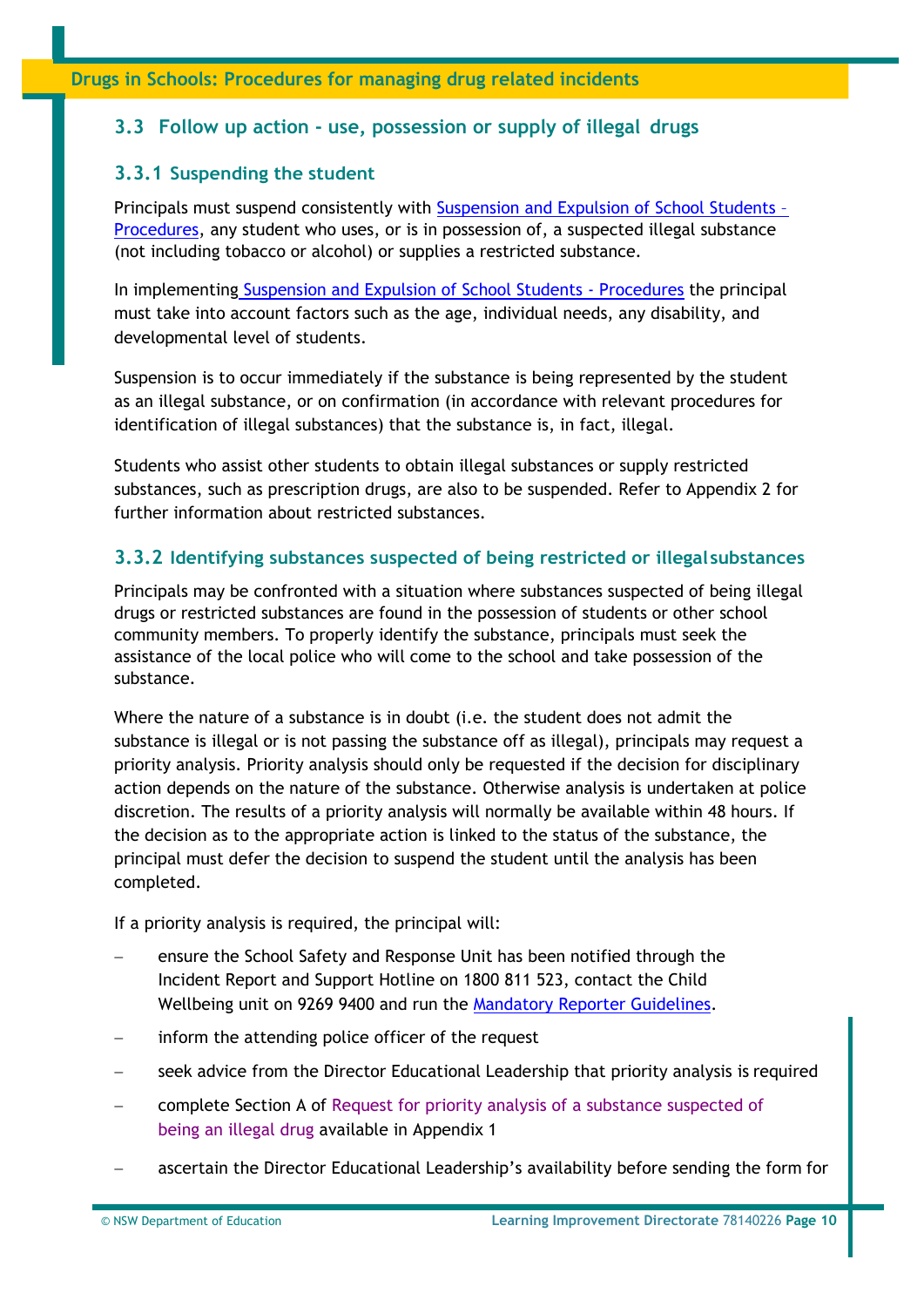### 3.3 Follow up action - use, possession or supply of illegal drugs

#### 3.3.1 Suspending the student

Principals must suspend consistently with [Suspension and Expulsion of School Students – Procedures](), any student who uses, or is in possession of, a suspected illegal substance (not including tobacco or alcohol) or supplies a restricted substance.

In implementing [Suspension and Expulsion of School Students - Procedures]() the principal must take into account factors such as the age, individual needs, any disability, and developmental level of students.

Suspension is to occur immediately if the substance is being represented by the student as an illegal substance, or on confirmation (in accordance with relevant procedures for identification of illegal substances) that the substance is, in fact, illegal.

Students who assist other students to obtain illegal substances or supply restricted substances, such as prescription drugs, are also to be suspended. Refer to Appendix 2 for further information about restricted substances.

#### 3.3.2 Identifying substances suspected of being restricted or illegal substances

Principals may be confronted with a situation where substances suspected of being illegal drugs or restricted substances are found in the possession of students or other school community members. To properly identify the substance, principals must seek the assistance of the local police who will come to the school and take possession of the substance.

Where the nature of a substance is in doubt (i.e. the student does not admit the substance is illegal or is not passing the substance off as illegal), principals may request a priority analysis. Priority analysis should only be requested if the decision for disciplinary action depends on the nature of the substance. Otherwise analysis is undertaken at police discretion. The results of a priority analysis will normally be available within 48 hours. If the decision as to the appropriate action is linked to the status of the substance, the principal must defer the decision to suspend the student until the analysis has been completed.

If a priority analysis is required, the principal will:

- ensure the School Safety and Response Unit has been notified through the Incident Report and Support Hotline on 1800 811 523, contact the Child Wellbeing unit on 9269 9400 and run the [Mandatory Reporter Guidelines]().
- inform the attending police officer of the request
- seek advice from the Director Educational Leadership that priority analysis is required
- complete Section A of Request for priority analysis of a substance suspected of being an illegal drug available in Appendix 1
- ascertain the Director Educational Leadership's availability before sending the form for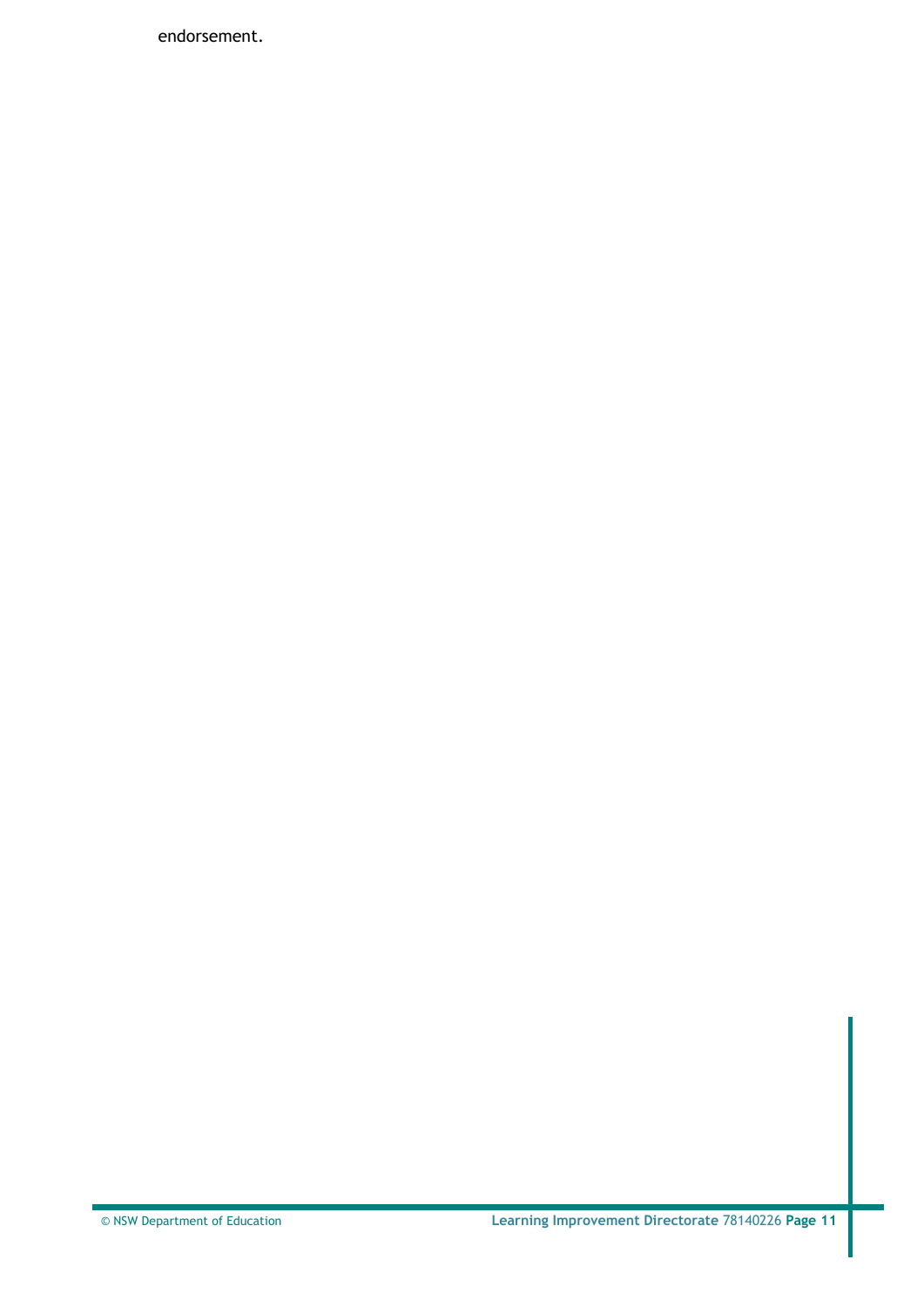endorsement.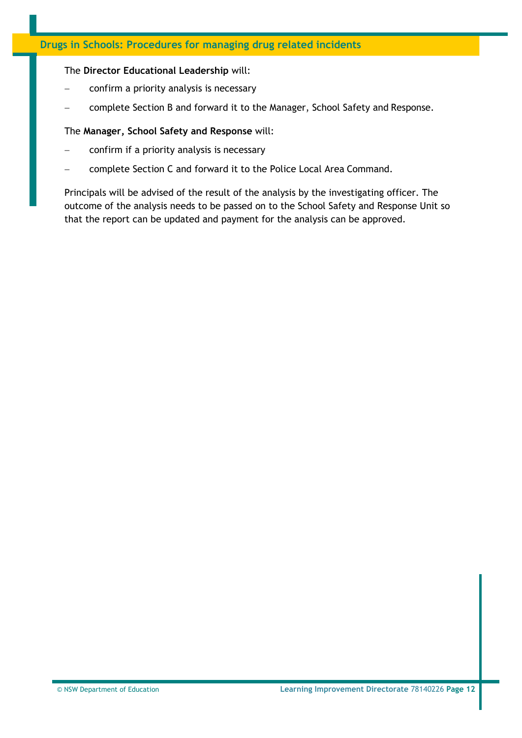The **Director Educational Leadership** will:

- confirm a priority analysis is necessary
- complete Section B and forward it to the Manager, School Safety and Response.

The **Manager, School Safety and Response** will:

- confirm if a priority analysis is necessary
- complete Section C and forward it to the Police Local Area Command.

Principals will be advised of the result of the analysis by the investigating officer. The outcome of the analysis needs to be passed on to the School Safety and Response Unit so that the report can be updated and payment for the analysis can be approved.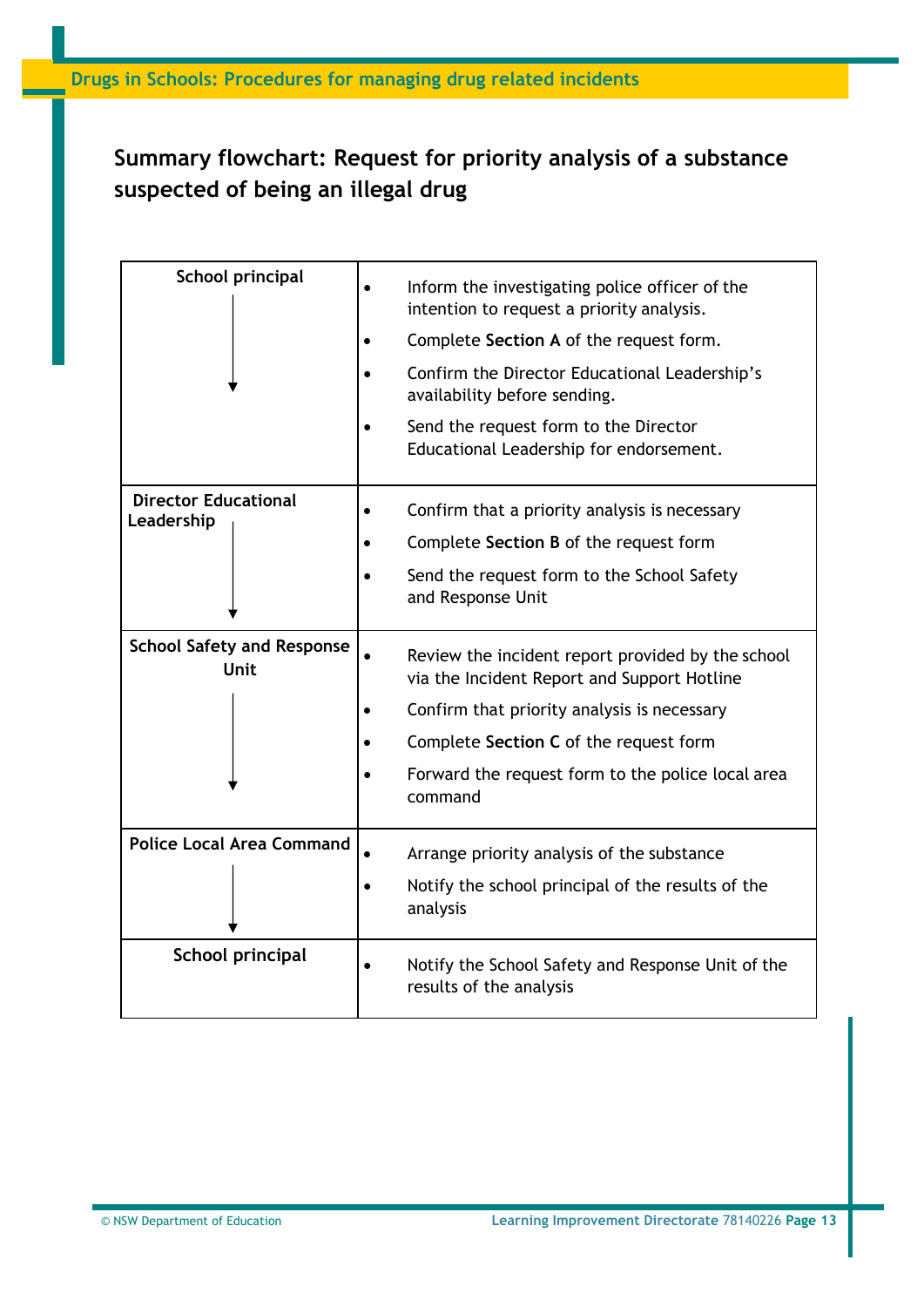## Summary flowchart: Request for priority analysis of a substance suspected of being an illegal drug

| | |
|---|---|
| **School principal** ↓ | • Inform the investigating police officer of the intention to request a priority analysis.<br>• Complete **Section A** of the request form.<br>• Confirm the Director Educational Leadership's availability before sending.<br>• Send the request form to the Director Educational Leadership for endorsement. |
| **Director Educational Leadership** ↓ | • Confirm that a priority analysis is necessary<br>• Complete **Section B** of the request form<br>• Send the request form to the School Safety and Response Unit |
| **School Safety and Response Unit** ↓ | • Review the incident report provided by the school via the Incident Report and Support Hotline<br>• Confirm that priority analysis is necessary<br>• Complete **Section C** of the request form<br>• Forward the request form to the police local area command |
| **Police Local Area Command** ↓ | • Arrange priority analysis of the substance<br>• Notify the school principal of the results of the analysis |
| **School principal** | • Notify the School Safety and Response Unit of the results of the analysis |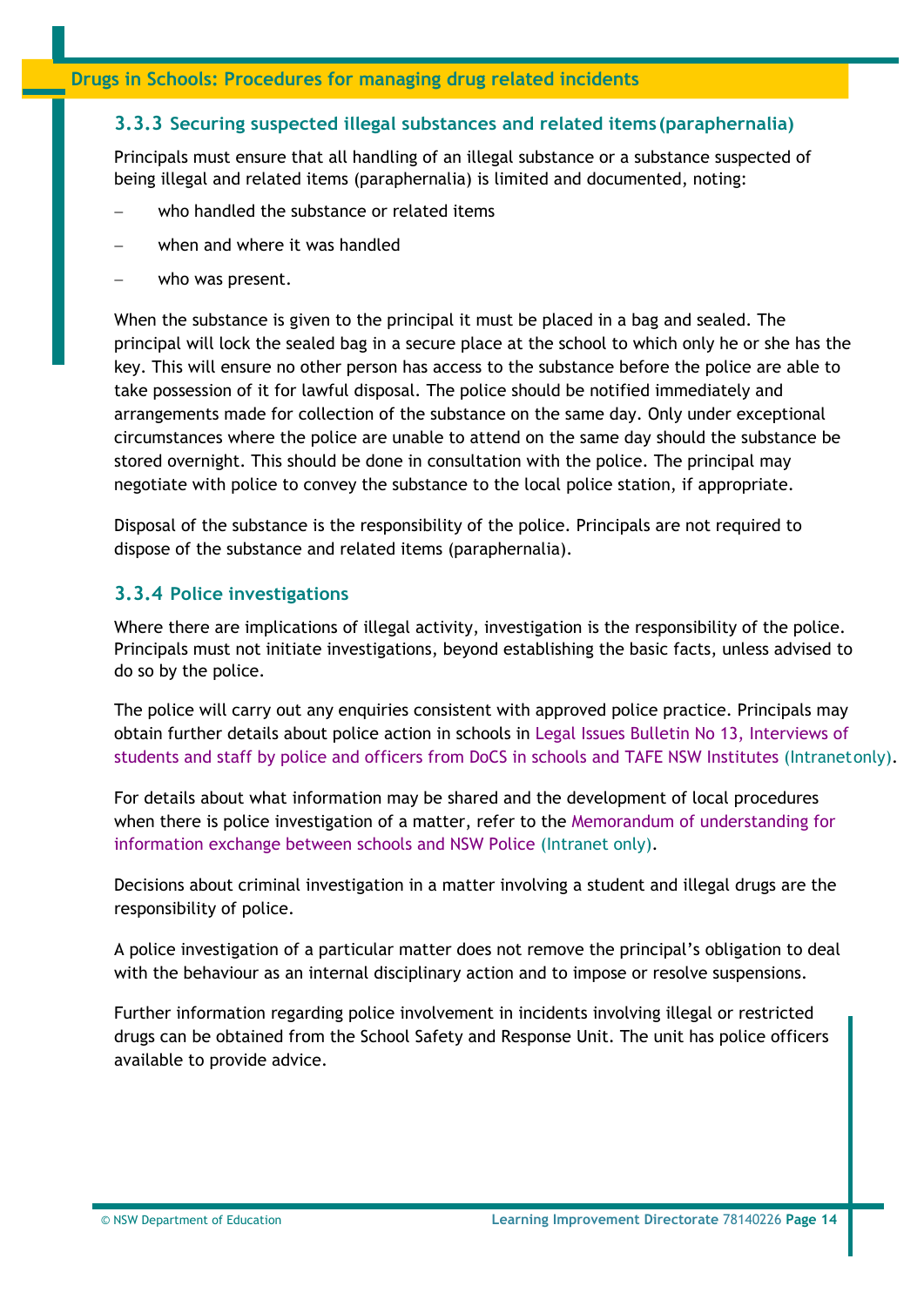### 3.3.3 Securing suspected illegal substances and related items (paraphernalia)

Principals must ensure that all handling of an illegal substance or a substance suspected of being illegal and related items (paraphernalia) is limited and documented, noting:

- who handled the substance or related items
- when and where it was handled
- who was present.

When the substance is given to the principal it must be placed in a bag and sealed. The principal will lock the sealed bag in a secure place at the school to which only he or she has the key. This will ensure no other person has access to the substance before the police are able to take possession of it for lawful disposal. The police should be notified immediately and arrangements made for collection of the substance on the same day. Only under exceptional circumstances where the police are unable to attend on the same day should the substance be stored overnight. This should be done in consultation with the police. The principal may negotiate with police to convey the substance to the local police station, if appropriate.

Disposal of the substance is the responsibility of the police. Principals are not required to dispose of the substance and related items (paraphernalia).

### 3.3.4 Police investigations

Where there are implications of illegal activity, investigation is the responsibility of the police. Principals must not initiate investigations, beyond establishing the basic facts, unless advised to do so by the police.

The police will carry out any enquiries consistent with approved police practice. Principals may obtain further details about police action in schools in Legal Issues Bulletin No 13, Interviews of students and staff by police and officers from DoCS in schools and TAFE NSW Institutes (Intranet only).

For details about what information may be shared and the development of local procedures when there is police investigation of a matter, refer to the Memorandum of understanding for information exchange between schools and NSW Police (Intranet only).

Decisions about criminal investigation in a matter involving a student and illegal drugs are the responsibility of police.

A police investigation of a particular matter does not remove the principal's obligation to deal with the behaviour as an internal disciplinary action and to impose or resolve suspensions.

Further information regarding police involvement in incidents involving illegal or restricted drugs can be obtained from the School Safety and Response Unit. The unit has police officers available to provide advice.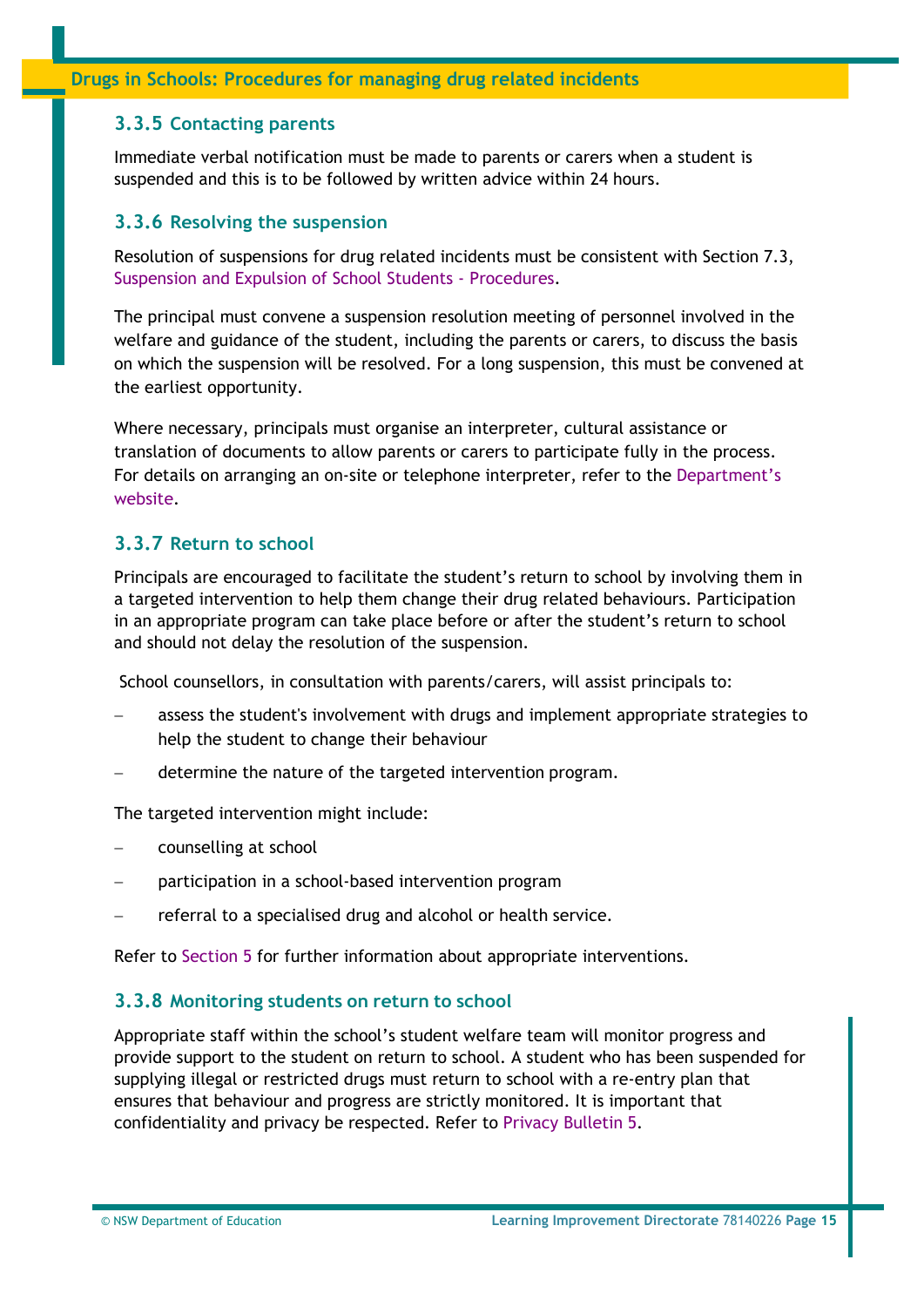### 3.3.5 Contacting parents

Immediate verbal notification must be made to parents or carers when a student is suspended and this is to be followed by written advice within 24 hours.

### 3.3.6 Resolving the suspension

Resolution of suspensions for drug related incidents must be consistent with Section 7.3, Suspension and Expulsion of School Students - Procedures.

The principal must convene a suspension resolution meeting of personnel involved in the welfare and guidance of the student, including the parents or carers, to discuss the basis on which the suspension will be resolved. For a long suspension, this must be convened at the earliest opportunity.

Where necessary, principals must organise an interpreter, cultural assistance or translation of documents to allow parents or carers to participate fully in the process. For details on arranging an on-site or telephone interpreter, refer to the Department's website.

### 3.3.7 Return to school

Principals are encouraged to facilitate the student's return to school by involving them in a targeted intervention to help them change their drug related behaviours. Participation in an appropriate program can take place before or after the student's return to school and should not delay the resolution of the suspension.

School counsellors, in consultation with parents/carers, will assist principals to:

- assess the student's involvement with drugs and implement appropriate strategies to help the student to change their behaviour
- determine the nature of the targeted intervention program.

The targeted intervention might include:

- counselling at school
- participation in a school-based intervention program
- referral to a specialised drug and alcohol or health service.

Refer to Section 5 for further information about appropriate interventions.

### 3.3.8 Monitoring students on return to school

Appropriate staff within the school's student welfare team will monitor progress and provide support to the student on return to school. A student who has been suspended for supplying illegal or restricted drugs must return to school with a re-entry plan that ensures that behaviour and progress are strictly monitored. It is important that confidentiality and privacy be respected. Refer to Privacy Bulletin 5.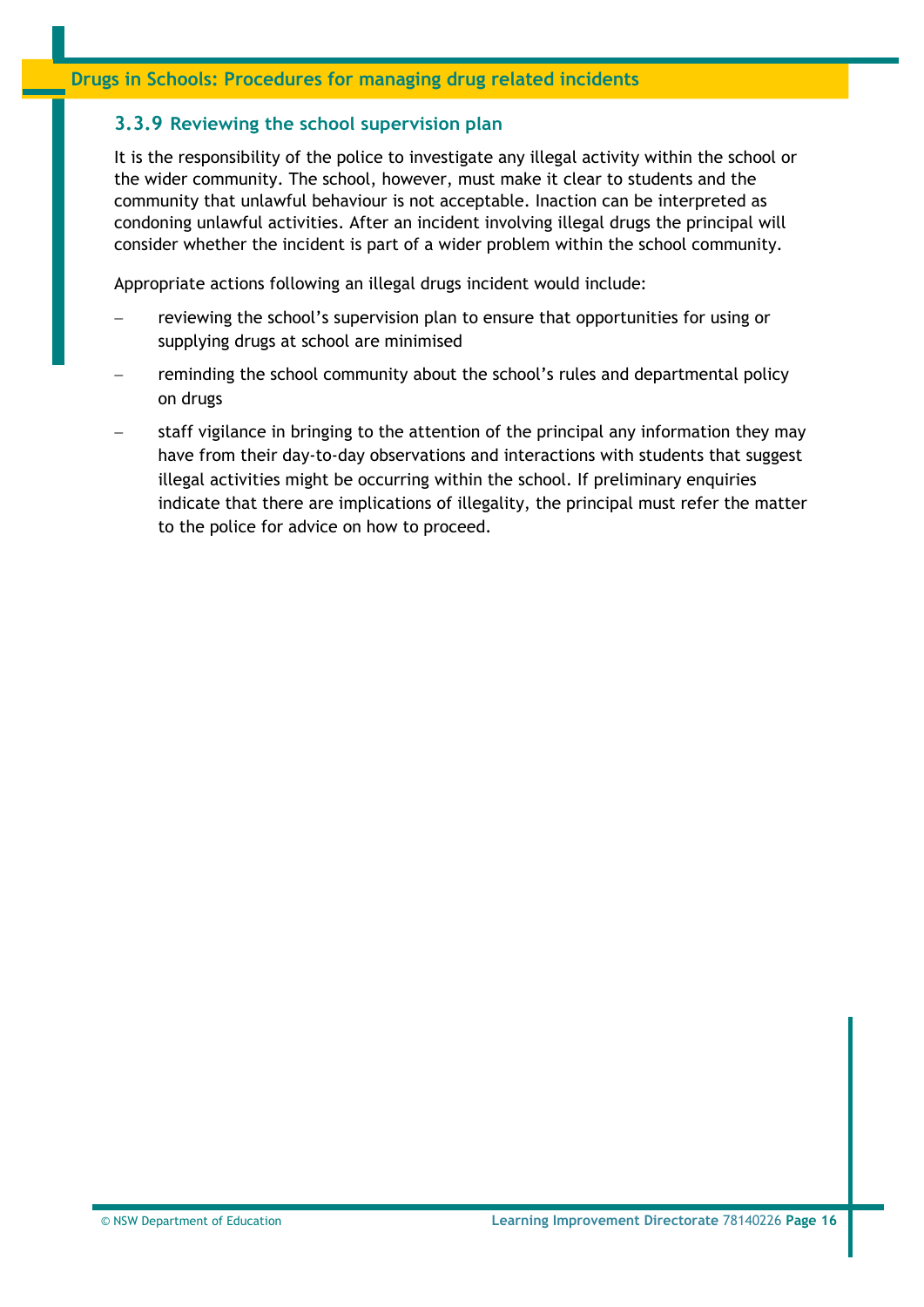### 3.3.9 Reviewing the school supervision plan

It is the responsibility of the police to investigate any illegal activity within the school or the wider community. The school, however, must make it clear to students and the community that unlawful behaviour is not acceptable. Inaction can be interpreted as condoning unlawful activities. After an incident involving illegal drugs the principal will consider whether the incident is part of a wider problem within the school community.

Appropriate actions following an illegal drugs incident would include:

- reviewing the school's supervision plan to ensure that opportunities for using or supplying drugs at school are minimised
- reminding the school community about the school's rules and departmental policy on drugs
- staff vigilance in bringing to the attention of the principal any information they may have from their day-to-day observations and interactions with students that suggest illegal activities might be occurring within the school. If preliminary enquiries indicate that there are implications of illegality, the principal must refer the matter to the police for advice on how to proceed.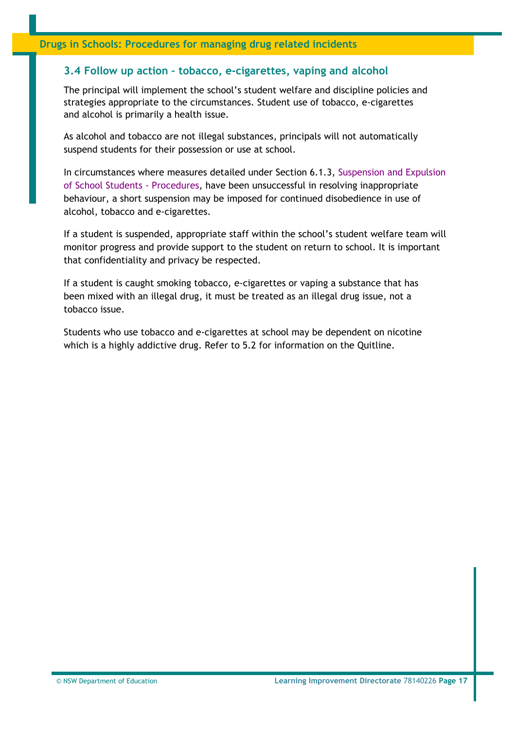### 3.4 Follow up action – tobacco, e-cigarettes, vaping and alcohol

The principal will implement the school's student welfare and discipline policies and strategies appropriate to the circumstances. Student use of tobacco, e-cigarettes and alcohol is primarily a health issue.

As alcohol and tobacco are not illegal substances, principals will not automatically suspend students for their possession or use at school.

In circumstances where measures detailed under Section 6.1.3, Suspension and Expulsion of School Students - Procedures, have been unsuccessful in resolving inappropriate behaviour, a short suspension may be imposed for continued disobedience in use of alcohol, tobacco and e-cigarettes.

If a student is suspended, appropriate staff within the school's student welfare team will monitor progress and provide support to the student on return to school. It is important that confidentiality and privacy be respected.

If a student is caught smoking tobacco, e-cigarettes or vaping a substance that has been mixed with an illegal drug, it must be treated as an illegal drug issue, not a tobacco issue.

Students who use tobacco and e-cigarettes at school may be dependent on nicotine which is a highly addictive drug. Refer to 5.2 for information on the Quitline.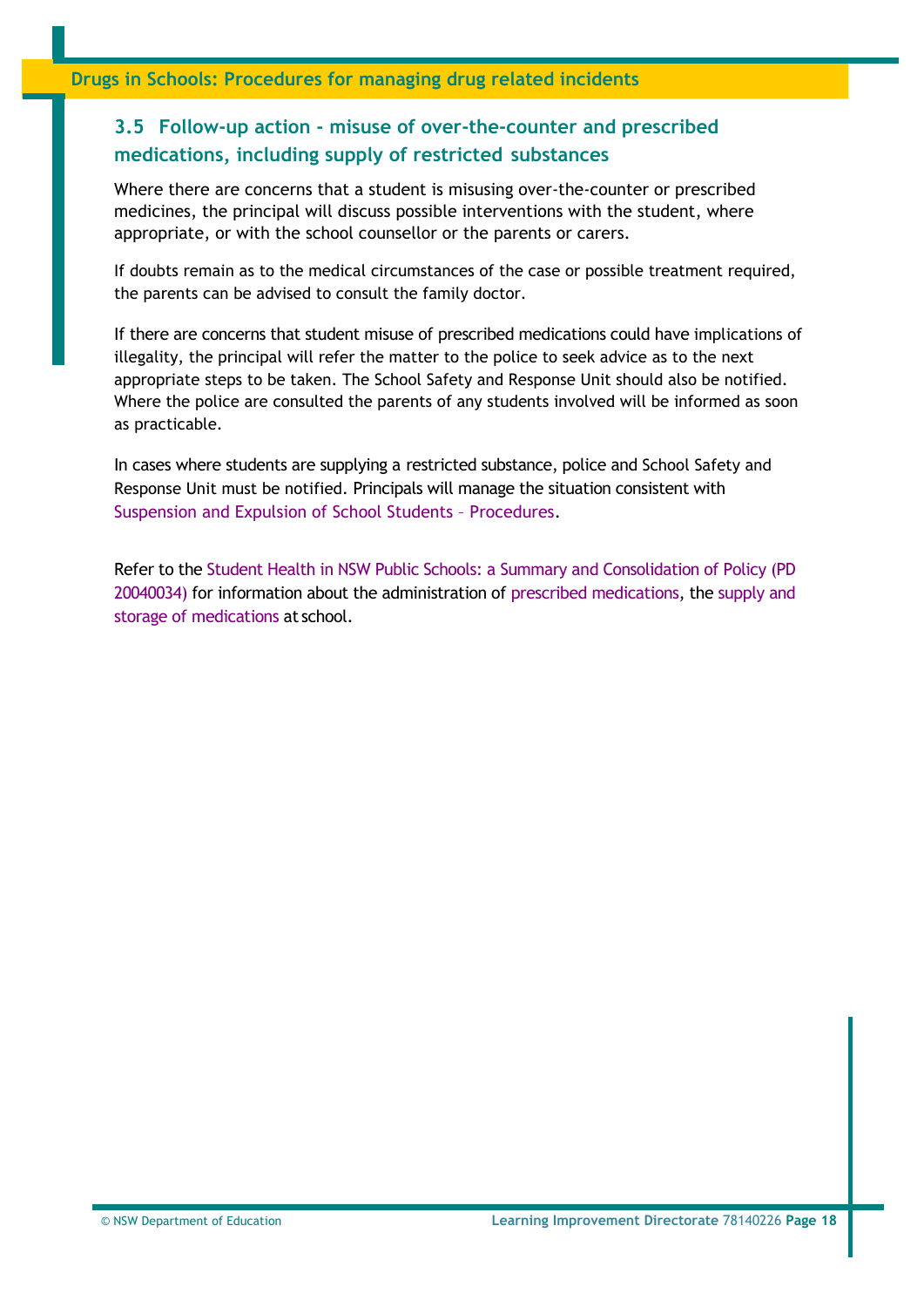### 3.5 Follow-up action - misuse of over-the-counter and prescribed medications, including supply of restricted substances

Where there are concerns that a student is misusing over-the-counter or prescribed medicines, the principal will discuss possible interventions with the student, where appropriate, or with the school counsellor or the parents or carers.

If doubts remain as to the medical circumstances of the case or possible treatment required, the parents can be advised to consult the family doctor.

If there are concerns that student misuse of prescribed medications could have implications of illegality, the principal will refer the matter to the police to seek advice as to the next appropriate steps to be taken. The School Safety and Response Unit should also be notified. Where the police are consulted the parents of any students involved will be informed as soon as practicable.

In cases where students are supplying a restricted substance, police and School Safety and Response Unit must be notified. Principals will manage the situation consistent with Suspension and Expulsion of School Students – Procedures.

Refer to the Student Health in NSW Public Schools: a Summary and Consolidation of Policy (PD 20040034) for information about the administration of prescribed medications, the supply and storage of medications at school.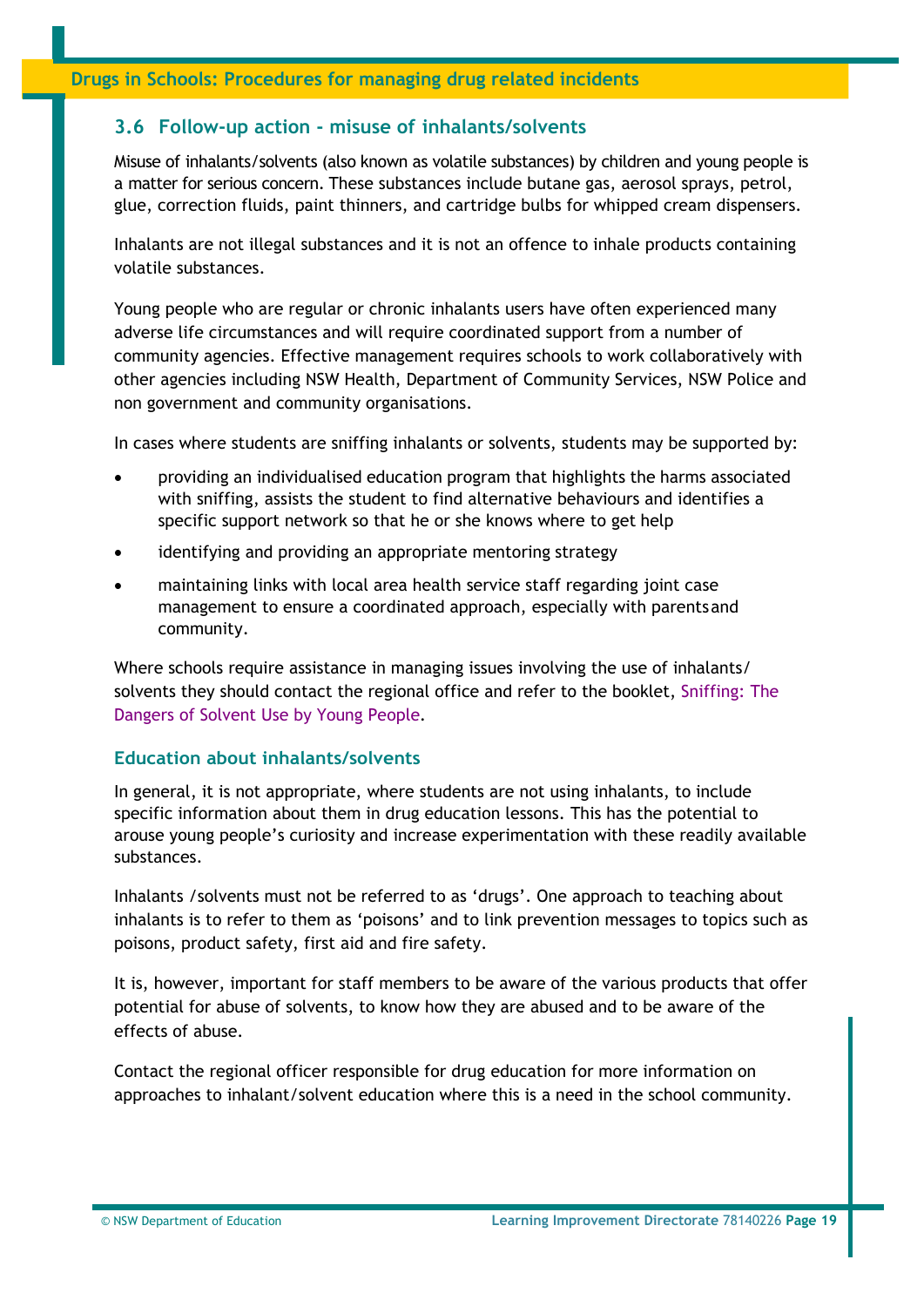## 3.6 Follow-up action - misuse of inhalants/solvents

Misuse of inhalants/solvents (also known as volatile substances) by children and young people is a matter for serious concern. These substances include butane gas, aerosol sprays, petrol, glue, correction fluids, paint thinners, and cartridge bulbs for whipped cream dispensers.

Inhalants are not illegal substances and it is not an offence to inhale products containing volatile substances.

Young people who are regular or chronic inhalants users have often experienced many adverse life circumstances and will require coordinated support from a number of community agencies. Effective management requires schools to work collaboratively with other agencies including NSW Health, Department of Community Services, NSW Police and non government and community organisations.

In cases where students are sniffing inhalants or solvents, students may be supported by:

- providing an individualised education program that highlights the harms associated with sniffing, assists the student to find alternative behaviours and identifies a specific support network so that he or she knows where to get help
- identifying and providing an appropriate mentoring strategy
- maintaining links with local area health service staff regarding joint case management to ensure a coordinated approach, especially with parents and community.

Where schools require assistance in managing issues involving the use of inhalants/ solvents they should contact the regional office and refer to the booklet, Sniffing: The Dangers of Solvent Use by Young People.

### Education about inhalants/solvents

In general, it is not appropriate, where students are not using inhalants, to include specific information about them in drug education lessons. This has the potential to arouse young people's curiosity and increase experimentation with these readily available substances.

Inhalants /solvents must not be referred to as 'drugs'. One approach to teaching about inhalants is to refer to them as 'poisons' and to link prevention messages to topics such as poisons, product safety, first aid and fire safety.

It is, however, important for staff members to be aware of the various products that offer potential for abuse of solvents, to know how they are abused and to be aware of the effects of abuse.

Contact the regional officer responsible for drug education for more information on approaches to inhalant/solvent education where this is a need in the school community.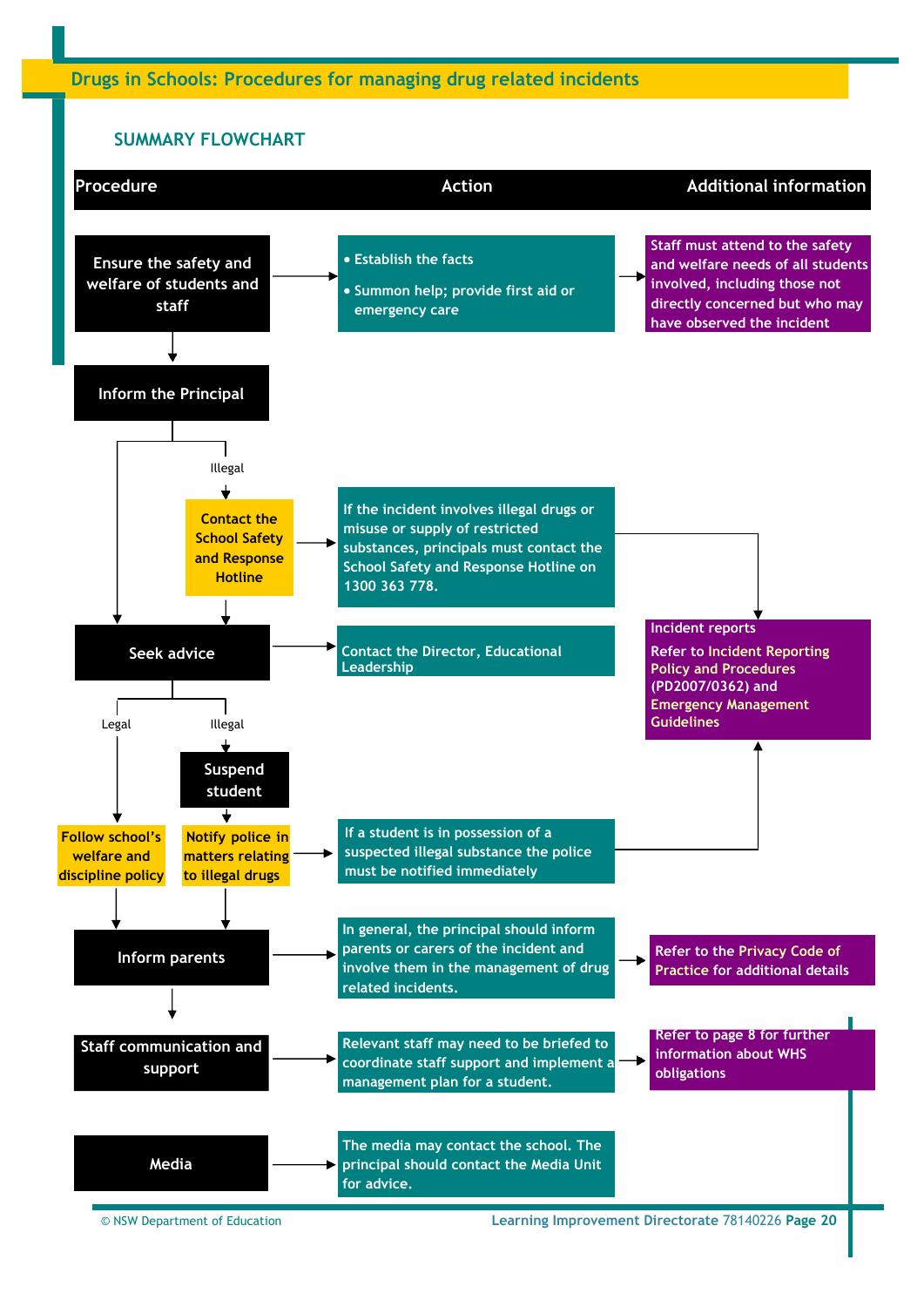## SUMMARY FLOWCHART

| Procedure | Action | Additional information |
|---|---|---|
| Ensure the safety and welfare of students and staff | • Establish the facts<br>• Summon help; provide first aid or emergency care | Staff must attend to the safety and welfare needs of all students involved, including those not directly concerned but who may have observed the incident |
| Inform the Principal | | |
| (Illegal) Contact the School Safety and Response Hotline | If the incident involves illegal drugs or misuse or supply of restricted substances, principals must contact the School Safety and Response Hotline on 1300 363 778. | Incident reports<br>Refer to Incident Reporting Policy and Procedures (PD2007/0362) and Emergency Management Guidelines |
| Seek advice | Contact the Director, Educational Leadership | |
| (Illegal) Suspend student | | |
| (Legal) Follow school's welfare and discipline policy | | |
| (Illegal) Notify police in matters relating to illegal drugs | If a student is in possession of a suspected illegal substance the police must be notified immediately | Incident reports (see above) |
| Inform parents | In general, the principal should inform parents or carers of the incident and involve them in the management of drug related incidents. | Refer to the Privacy Code of Practice for additional details |
| Staff communication and support | Relevant staff may need to be briefed to coordinate staff support and implement a management plan for a student. | Refer to page 8 for further information about WHS obligations |
| Media | The media may contact the school. The principal should contact the Media Unit for advice. | |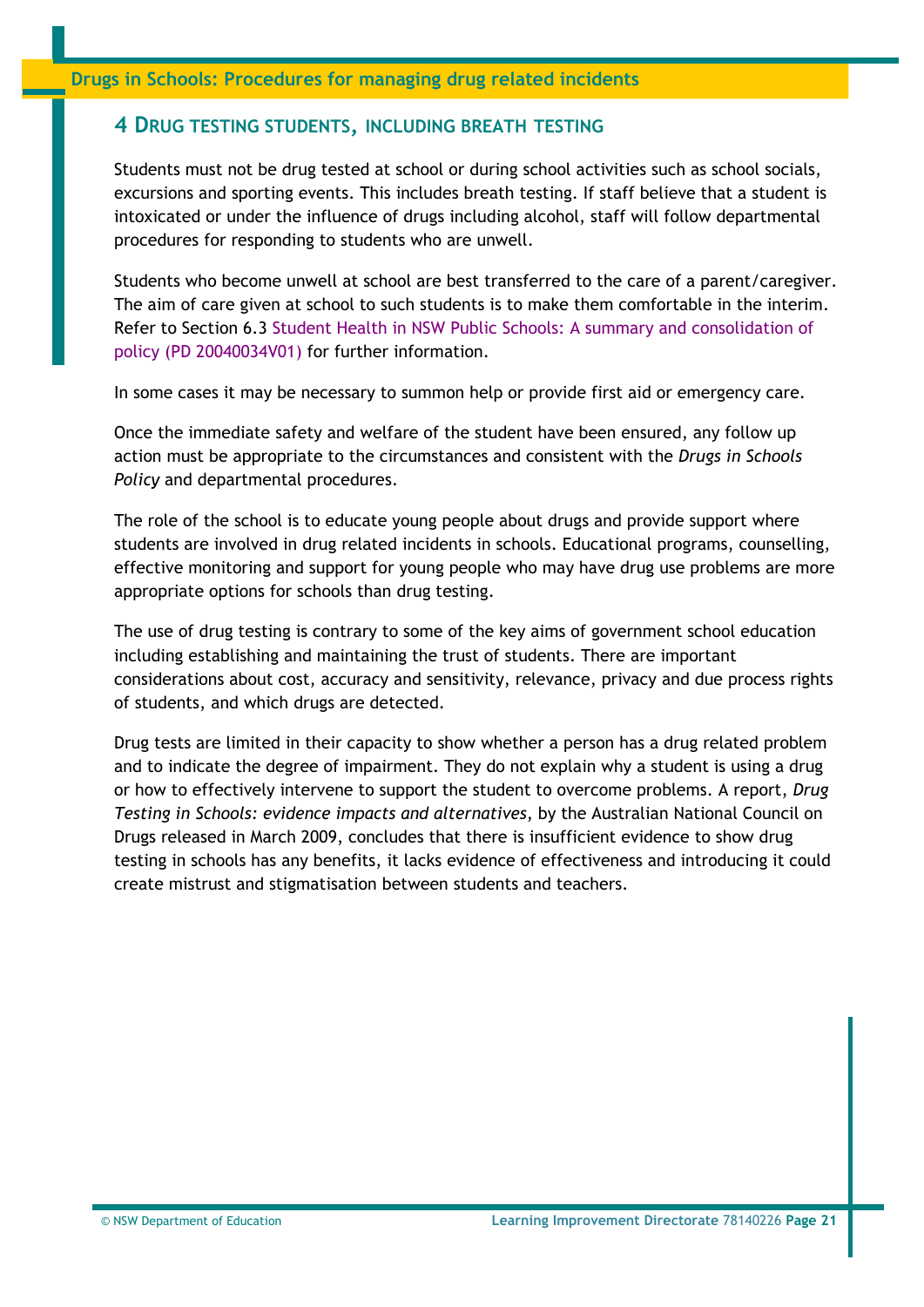## 4 Drug testing students, including breath testing

Students must not be drug tested at school or during school activities such as school socials, excursions and sporting events. This includes breath testing. If staff believe that a student is intoxicated or under the influence of drugs including alcohol, staff will follow departmental procedures for responding to students who are unwell.

Students who become unwell at school are best transferred to the care of a parent/caregiver. The aim of care given at school to such students is to make them comfortable in the interim. Refer to Section 6.3 Student Health in NSW Public Schools: A summary and consolidation of policy (PD 20040034V01) for further information.

In some cases it may be necessary to summon help or provide first aid or emergency care.

Once the immediate safety and welfare of the student have been ensured, any follow up action must be appropriate to the circumstances and consistent with the *Drugs in Schools Policy* and departmental procedures.

The role of the school is to educate young people about drugs and provide support where students are involved in drug related incidents in schools. Educational programs, counselling, effective monitoring and support for young people who may have drug use problems are more appropriate options for schools than drug testing.

The use of drug testing is contrary to some of the key aims of government school education including establishing and maintaining the trust of students. There are important considerations about cost, accuracy and sensitivity, relevance, privacy and due process rights of students, and which drugs are detected.

Drug tests are limited in their capacity to show whether a person has a drug related problem and to indicate the degree of impairment. They do not explain why a student is using a drug or how to effectively intervene to support the student to overcome problems. A report, *Drug Testing in Schools: evidence impacts and alternatives*, by the Australian National Council on Drugs released in March 2009, concludes that there is insufficient evidence to show drug testing in schools has any benefits, it lacks evidence of effectiveness and introducing it could create mistrust and stigmatisation between students and teachers.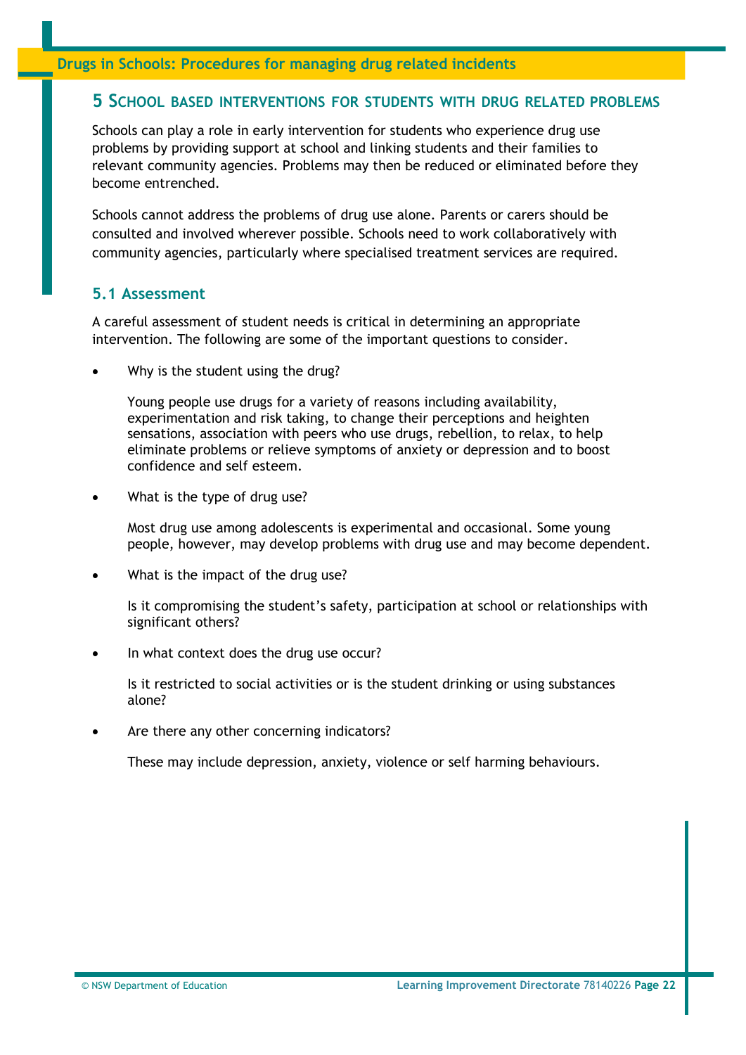## 5 School based interventions for students with drug related problems

Schools can play a role in early intervention for students who experience drug use problems by providing support at school and linking students and their families to relevant community agencies. Problems may then be reduced or eliminated before they become entrenched.

Schools cannot address the problems of drug use alone. Parents or carers should be consulted and involved wherever possible. Schools need to work collaboratively with community agencies, particularly where specialised treatment services are required.

### 5.1 Assessment

A careful assessment of student needs is critical in determining an appropriate intervention. The following are some of the important questions to consider.

- Why is the student using the drug?

  Young people use drugs for a variety of reasons including availability, experimentation and risk taking, to change their perceptions and heighten sensations, association with peers who use drugs, rebellion, to relax, to help eliminate problems or relieve symptoms of anxiety or depression and to boost confidence and self esteem.

- What is the type of drug use?

  Most drug use among adolescents is experimental and occasional. Some young people, however, may develop problems with drug use and may become dependent.

- What is the impact of the drug use?

  Is it compromising the student's safety, participation at school or relationships with significant others?

- In what context does the drug use occur?

  Is it restricted to social activities or is the student drinking or using substances alone?

- Are there any other concerning indicators?

  These may include depression, anxiety, violence or self harming behaviours.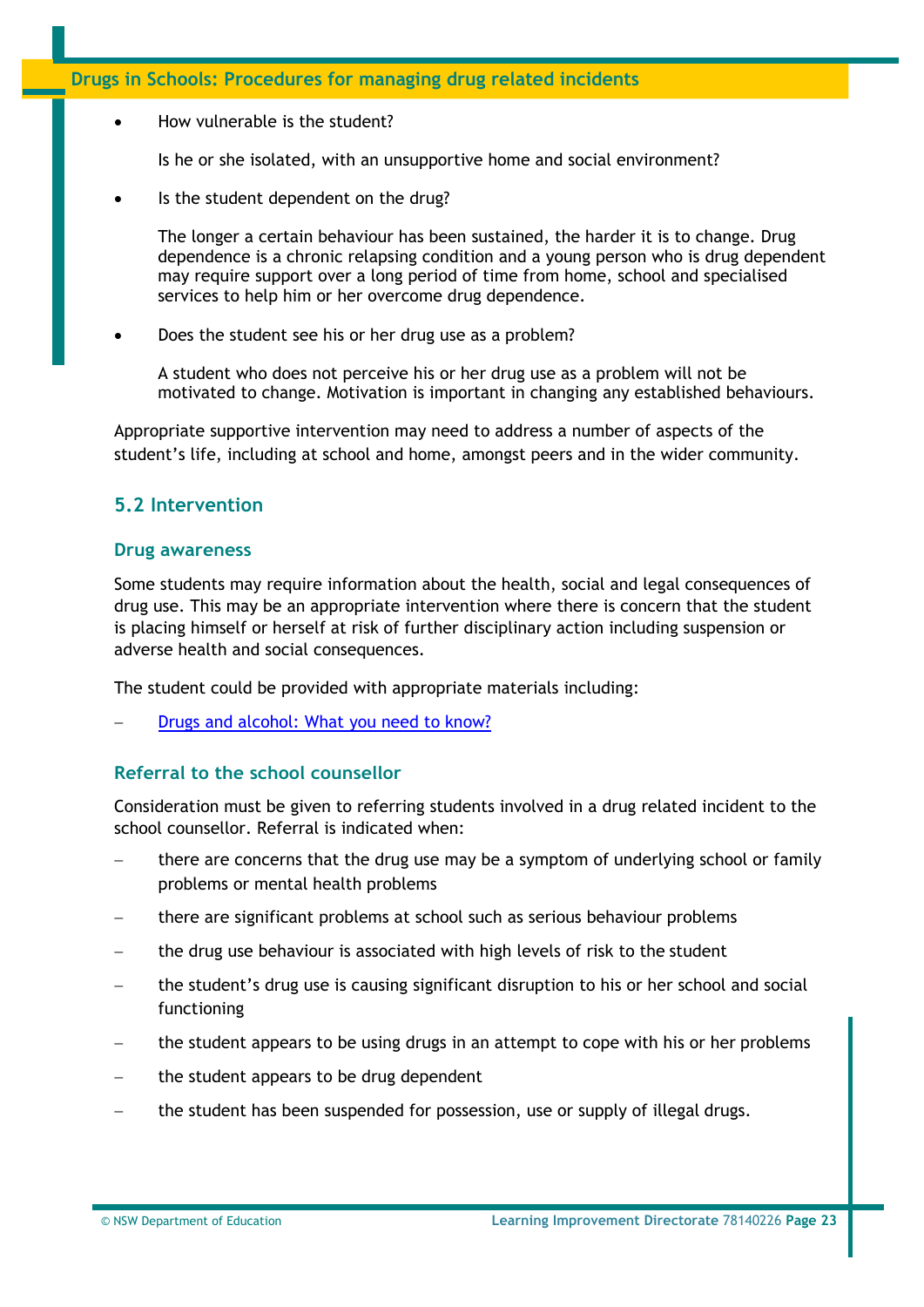- How vulnerable is the student?

  Is he or she isolated, with an unsupportive home and social environment?

- Is the student dependent on the drug?

  The longer a certain behaviour has been sustained, the harder it is to change. Drug dependence is a chronic relapsing condition and a young person who is drug dependent may require support over a long period of time from home, school and specialised services to help him or her overcome drug dependence.

- Does the student see his or her drug use as a problem?

  A student who does not perceive his or her drug use as a problem will not be motivated to change. Motivation is important in changing any established behaviours.

Appropriate supportive intervention may need to address a number of aspects of the student's life, including at school and home, amongst peers and in the wider community.

## 5.2 Intervention

### Drug awareness

Some students may require information about the health, social and legal consequences of drug use. This may be an appropriate intervention where there is concern that the student is placing himself or herself at risk of further disciplinary action including suspension or adverse health and social consequences.

The student could be provided with appropriate materials including:

- Drugs and alcohol: What you need to know?

### Referral to the school counsellor

Consideration must be given to referring students involved in a drug related incident to the school counsellor. Referral is indicated when:

- there are concerns that the drug use may be a symptom of underlying school or family problems or mental health problems
- there are significant problems at school such as serious behaviour problems
- the drug use behaviour is associated with high levels of risk to the student
- the student's drug use is causing significant disruption to his or her school and social functioning
- the student appears to be using drugs in an attempt to cope with his or her problems
- the student appears to be drug dependent
- the student has been suspended for possession, use or supply of illegal drugs.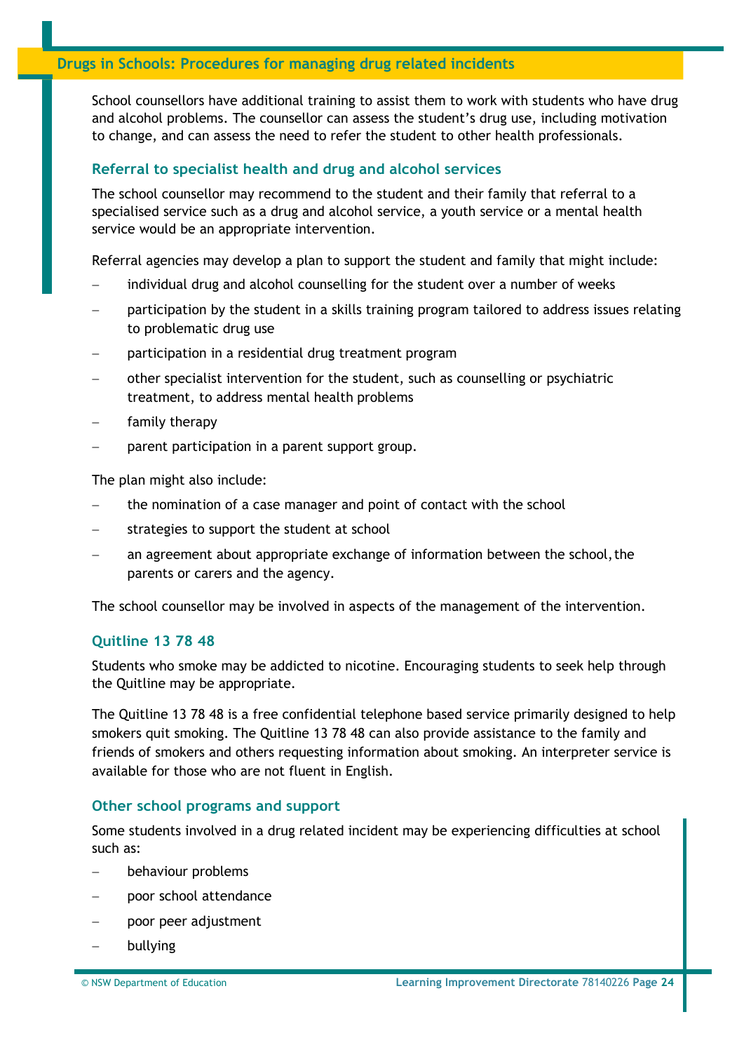School counsellors have additional training to assist them to work with students who have drug and alcohol problems. The counsellor can assess the student's drug use, including motivation to change, and can assess the need to refer the student to other health professionals.

### Referral to specialist health and drug and alcohol services

The school counsellor may recommend to the student and their family that referral to a specialised service such as a drug and alcohol service, a youth service or a mental health service would be an appropriate intervention.

Referral agencies may develop a plan to support the student and family that might include:

- individual drug and alcohol counselling for the student over a number of weeks
- participation by the student in a skills training program tailored to address issues relating to problematic drug use
- participation in a residential drug treatment program
- other specialist intervention for the student, such as counselling or psychiatric treatment, to address mental health problems
- family therapy
- parent participation in a parent support group.

The plan might also include:

- the nomination of a case manager and point of contact with the school
- strategies to support the student at school
- an agreement about appropriate exchange of information between the school, the parents or carers and the agency.

The school counsellor may be involved in aspects of the management of the intervention.

### Quitline 13 78 48

Students who smoke may be addicted to nicotine. Encouraging students to seek help through the Quitline may be appropriate.

The Quitline 13 78 48 is a free confidential telephone based service primarily designed to help smokers quit smoking. The Quitline 13 78 48 can also provide assistance to the family and friends of smokers and others requesting information about smoking. An interpreter service is available for those who are not fluent in English.

### Other school programs and support

Some students involved in a drug related incident may be experiencing difficulties at school such as:

- behaviour problems
- poor school attendance
- poor peer adjustment
- bullying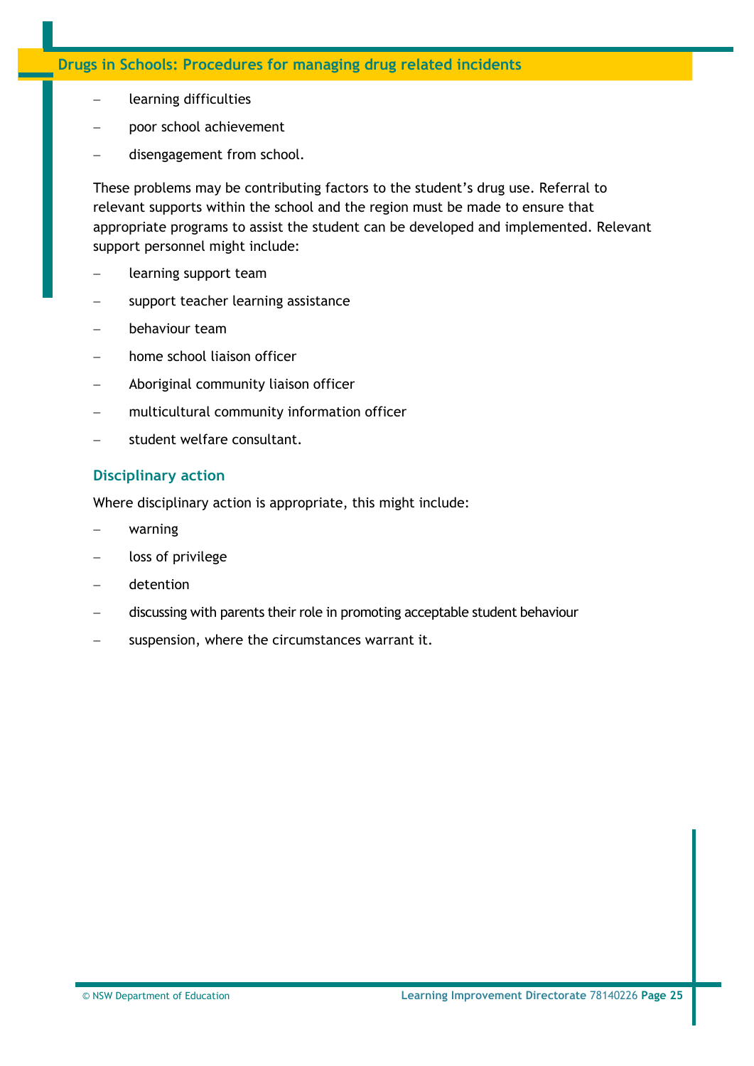- learning difficulties
- poor school achievement
- disengagement from school.

These problems may be contributing factors to the student's drug use. Referral to relevant supports within the school and the region must be made to ensure that appropriate programs to assist the student can be developed and implemented. Relevant support personnel might include:

- learning support team
- support teacher learning assistance
- behaviour team
- home school liaison officer
- Aboriginal community liaison officer
- multicultural community information officer
- student welfare consultant.

### Disciplinary action

Where disciplinary action is appropriate, this might include:

- warning
- loss of privilege
- detention
- discussing with parents their role in promoting acceptable student behaviour
- suspension, where the circumstances warrant it.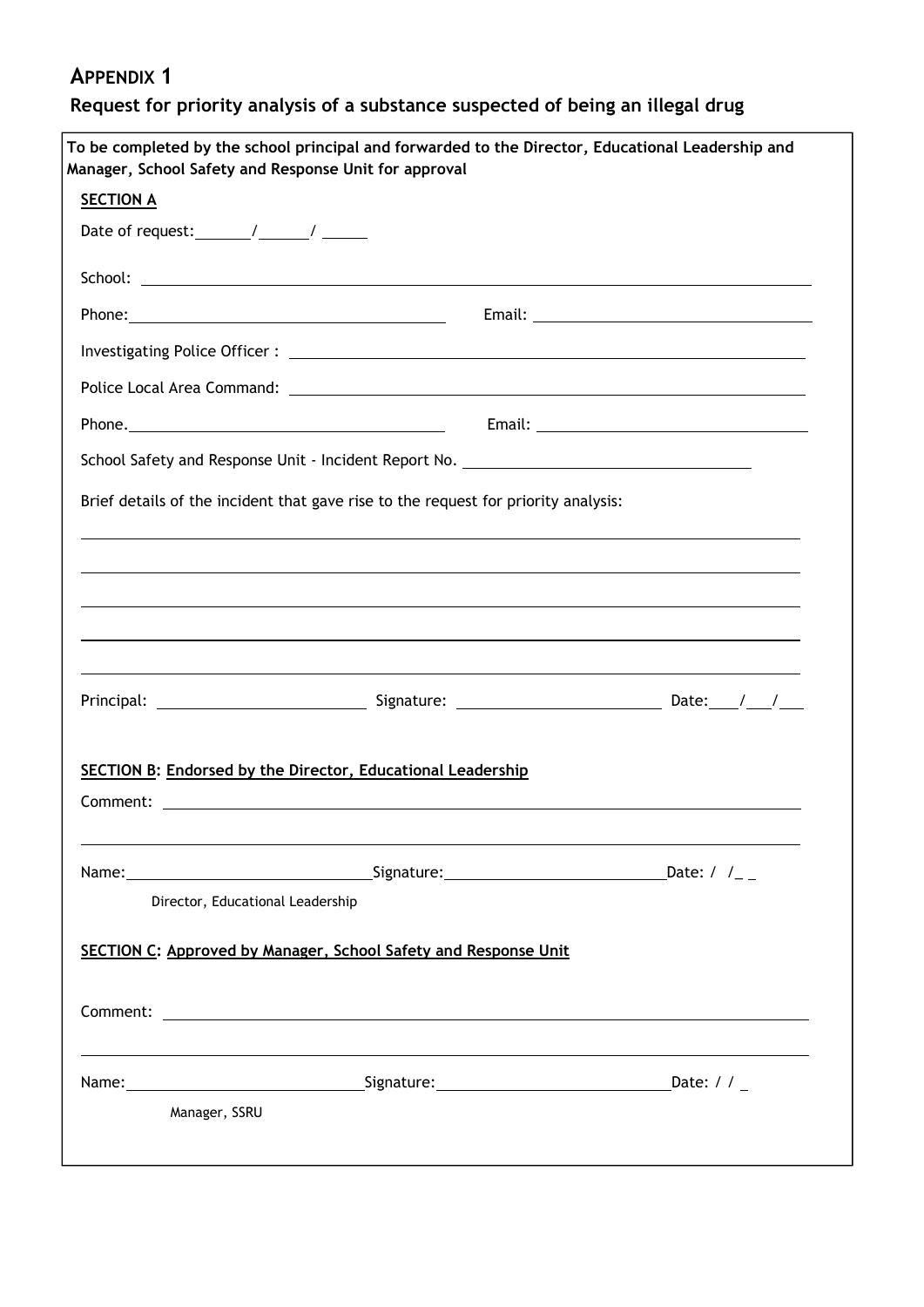## APPENDIX 1

### Request for priority analysis of a substance suspected of being an illegal drug

**To be completed by the school principal and forwarded to the Director, Educational Leadership and Manager, School Safety and Response Unit for approval**

**SECTION A**

Date of request: _______/______/ _____

School: ________________________________________________________________________________

Phone: ______________________________________ Email: _______________________________

Investigating Police Officer : ___________________________________________________________

Police Local Area Command: ___________________________________________________________

Phone. ______________________________________ Email: _______________________________

School Safety and Response Unit - Incident Report No. ___________________________________

Brief details of the incident that gave rise to the request for priority analysis:

________________________________________________________________________________

________________________________________________________________________________

________________________________________________________________________________

________________________________________________________________________________

________________________________________________________________________________

Principal: ________________________ Signature: ________________________ Date: ___/___/___

**SECTION B: Endorsed by the Director, Educational Leadership**

Comment: ______________________________________________________________________

________________________________________________________________________________

Name: ____________________________ Signature: ___________________________ Date: / /_ _

Director, Educational Leadership

**SECTION C: Approved by Manager, School Safety and Response Unit**

Comment: ______________________________________________________________________

________________________________________________________________________________

Name: ____________________________ Signature: ___________________________ Date: / / _

Manager, SSRU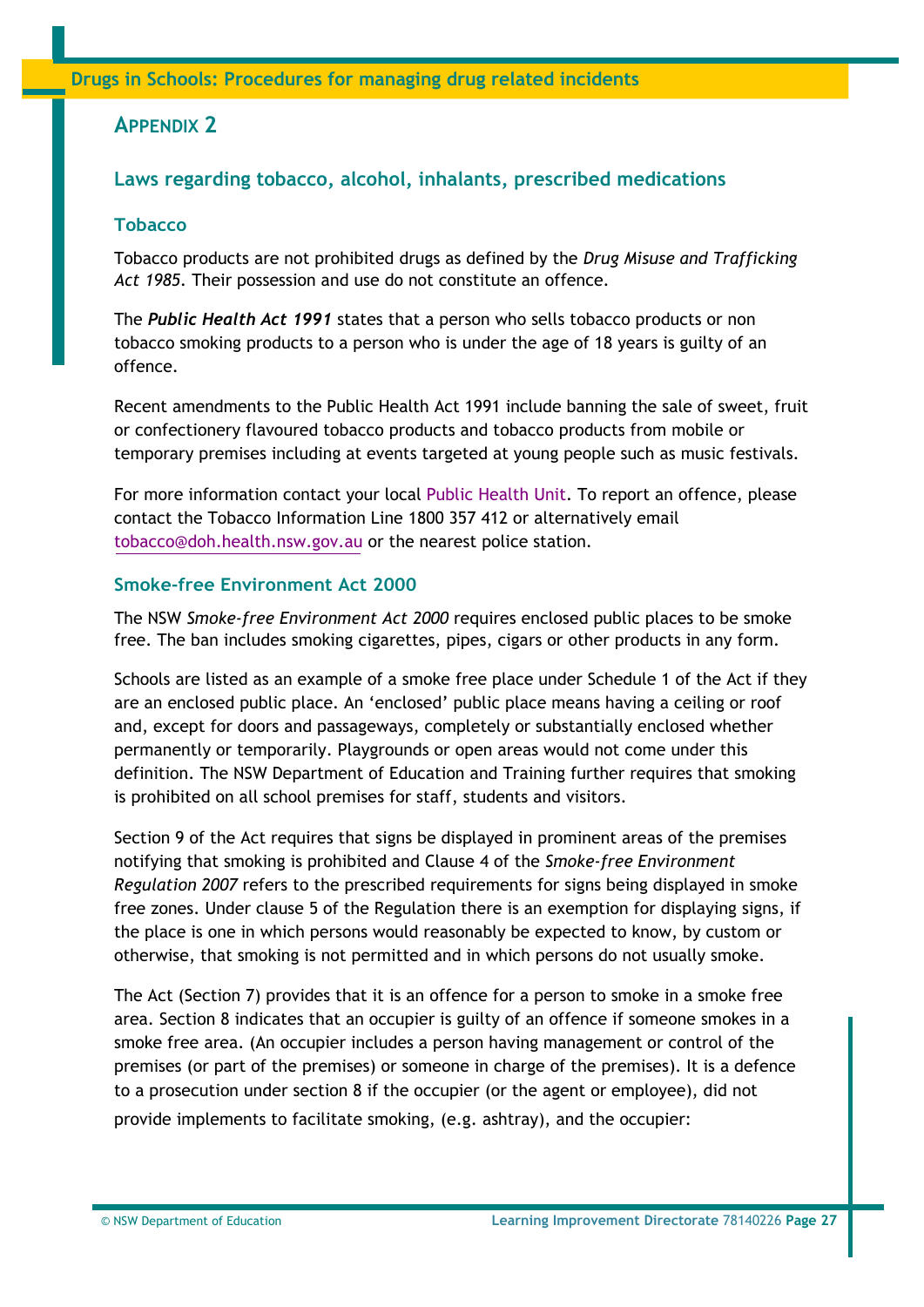## APPENDIX 2

### Laws regarding tobacco, alcohol, inhalants, prescribed medications

#### Tobacco

Tobacco products are not prohibited drugs as defined by the *Drug Misuse and Trafficking Act 1985*. Their possession and use do not constitute an offence.

The ***Public Health Act 1991*** states that a person who sells tobacco products or non tobacco smoking products to a person who is under the age of 18 years is guilty of an offence.

Recent amendments to the Public Health Act 1991 include banning the sale of sweet, fruit or confectionery flavoured tobacco products and tobacco products from mobile or temporary premises including at events targeted at young people such as music festivals.

For more information contact your local Public Health Unit. To report an offence, please contact the Tobacco Information Line 1800 357 412 or alternatively email tobacco@doh.health.nsw.gov.au or the nearest police station.

#### Smoke-free Environment Act 2000

The NSW *Smoke-free Environment Act 2000* requires enclosed public places to be smoke free. The ban includes smoking cigarettes, pipes, cigars or other products in any form.

Schools are listed as an example of a smoke free place under Schedule 1 of the Act if they are an enclosed public place. An 'enclosed' public place means having a ceiling or roof and, except for doors and passageways, completely or substantially enclosed whether permanently or temporarily. Playgrounds or open areas would not come under this definition. The NSW Department of Education and Training further requires that smoking is prohibited on all school premises for staff, students and visitors.

Section 9 of the Act requires that signs be displayed in prominent areas of the premises notifying that smoking is prohibited and Clause 4 of the *Smoke-free Environment Regulation 2007* refers to the prescribed requirements for signs being displayed in smoke free zones. Under clause 5 of the Regulation there is an exemption for displaying signs, if the place is one in which persons would reasonably be expected to know, by custom or otherwise, that smoking is not permitted and in which persons do not usually smoke.

The Act (Section 7) provides that it is an offence for a person to smoke in a smoke free area. Section 8 indicates that an occupier is guilty of an offence if someone smokes in a smoke free area. (An occupier includes a person having management or control of the premises (or part of the premises) or someone in charge of the premises). It is a defence to a prosecution under section 8 if the occupier (or the agent or employee), did not provide implements to facilitate smoking, (e.g. ashtray), and the occupier: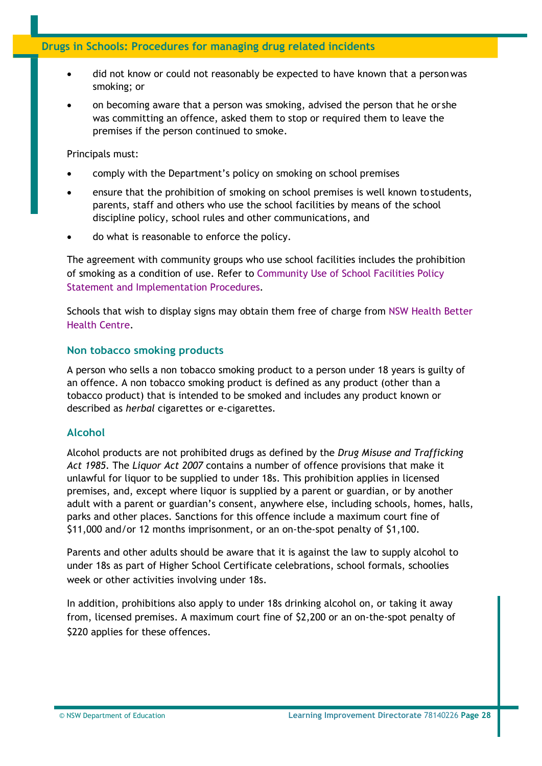- did not know or could not reasonably be expected to have known that a person was smoking; or
- on becoming aware that a person was smoking, advised the person that he or she was committing an offence, asked them to stop or required them to leave the premises if the person continued to smoke.

Principals must:

- comply with the Department's policy on smoking on school premises
- ensure that the prohibition of smoking on school premises is well known to students, parents, staff and others who use the school facilities by means of the school discipline policy, school rules and other communications, and
- do what is reasonable to enforce the policy.

The agreement with community groups who use school facilities includes the prohibition of smoking as a condition of use. Refer to Community Use of School Facilities Policy Statement and Implementation Procedures.

Schools that wish to display signs may obtain them free of charge from NSW Health Better Health Centre.

### Non tobacco smoking products

A person who sells a non tobacco smoking product to a person under 18 years is guilty of an offence. A non tobacco smoking product is defined as any product (other than a tobacco product) that is intended to be smoked and includes any product known or described as *herbal* cigarettes or e-cigarettes.

### Alcohol

Alcohol products are not prohibited drugs as defined by the *Drug Misuse and Trafficking Act 1985*. The *Liquor Act 2007* contains a number of offence provisions that make it unlawful for liquor to be supplied to under 18s. This prohibition applies in licensed premises, and, except where liquor is supplied by a parent or guardian, or by another adult with a parent or guardian's consent, anywhere else, including schools, homes, halls, parks and other places. Sanctions for this offence include a maximum court fine of $11,000 and/or 12 months imprisonment, or an on-the-spot penalty of $1,100.

Parents and other adults should be aware that it is against the law to supply alcohol to under 18s as part of Higher School Certificate celebrations, school formals, schoolies week or other activities involving under 18s.

In addition, prohibitions also apply to under 18s drinking alcohol on, or taking it away from, licensed premises. A maximum court fine of $2,200 or an on-the-spot penalty of $220 applies for these offences.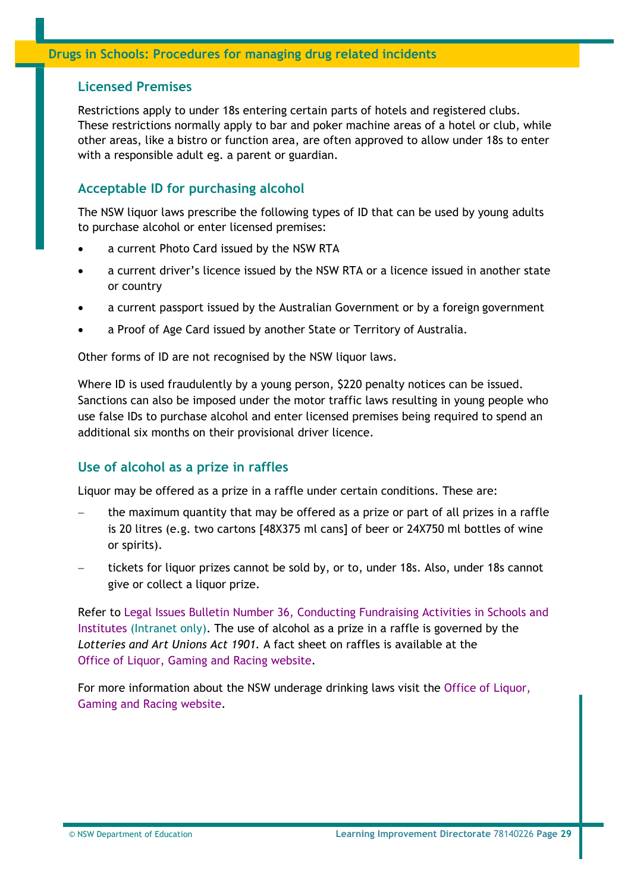## Licensed Premises

Restrictions apply to under 18s entering certain parts of hotels and registered clubs. These restrictions normally apply to bar and poker machine areas of a hotel or club, while other areas, like a bistro or function area, are often approved to allow under 18s to enter with a responsible adult eg. a parent or guardian.

## Acceptable ID for purchasing alcohol

The NSW liquor laws prescribe the following types of ID that can be used by young adults to purchase alcohol or enter licensed premises:

- a current Photo Card issued by the NSW RTA
- a current driver's licence issued by the NSW RTA or a licence issued in another state or country
- a current passport issued by the Australian Government or by a foreign government
- a Proof of Age Card issued by another State or Territory of Australia.

Other forms of ID are not recognised by the NSW liquor laws.

Where ID is used fraudulently by a young person, $220 penalty notices can be issued. Sanctions can also be imposed under the motor traffic laws resulting in young people who use false IDs to purchase alcohol and enter licensed premises being required to spend an additional six months on their provisional driver licence.

## Use of alcohol as a prize in raffles

Liquor may be offered as a prize in a raffle under certain conditions. These are:

- the maximum quantity that may be offered as a prize or part of all prizes in a raffle is 20 litres (e.g. two cartons [48X375 ml cans] of beer or 24X750 ml bottles of wine or spirits).
- tickets for liquor prizes cannot be sold by, or to, under 18s. Also, under 18s cannot give or collect a liquor prize.

Refer to Legal Issues Bulletin Number 36, Conducting Fundraising Activities in Schools and Institutes (Intranet only). The use of alcohol as a prize in a raffle is governed by the *Lotteries and Art Unions Act 1901*. A fact sheet on raffles is available at the Office of Liquor, Gaming and Racing website.

For more information about the NSW underage drinking laws visit the Office of Liquor, Gaming and Racing website.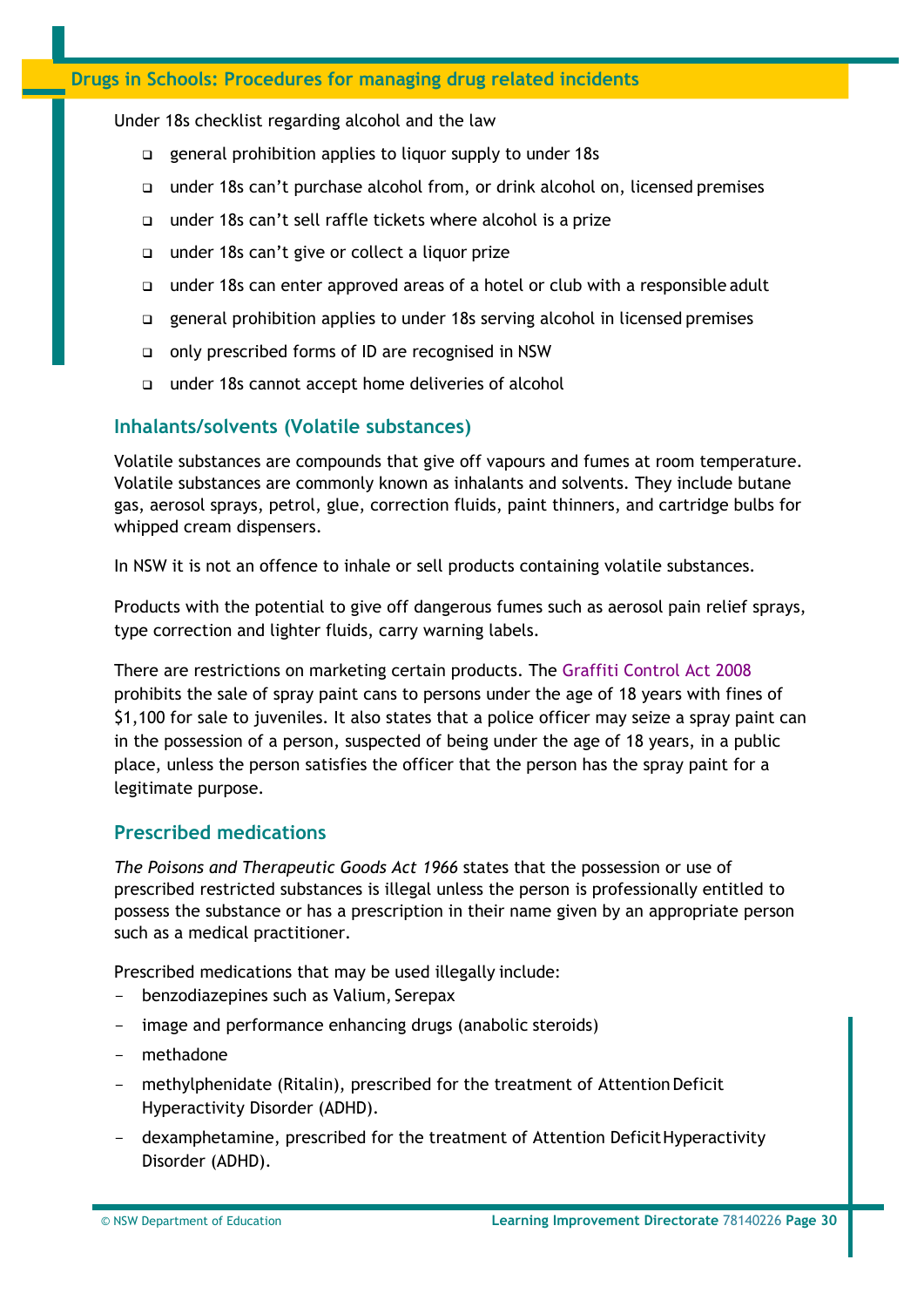Under 18s checklist regarding alcohol and the law

- general prohibition applies to liquor supply to under 18s
- under 18s can't purchase alcohol from, or drink alcohol on, licensed premises
- under 18s can't sell raffle tickets where alcohol is a prize
- under 18s can't give or collect a liquor prize
- under 18s can enter approved areas of a hotel or club with a responsible adult
- general prohibition applies to under 18s serving alcohol in licensed premises
- only prescribed forms of ID are recognised in NSW
- under 18s cannot accept home deliveries of alcohol

## Inhalants/solvents (Volatile substances)

Volatile substances are compounds that give off vapours and fumes at room temperature. Volatile substances are commonly known as inhalants and solvents. They include butane gas, aerosol sprays, petrol, glue, correction fluids, paint thinners, and cartridge bulbs for whipped cream dispensers.

In NSW it is not an offence to inhale or sell products containing volatile substances.

Products with the potential to give off dangerous fumes such as aerosol pain relief sprays, type correction and lighter fluids, carry warning labels.

There are restrictions on marketing certain products. The Graffiti Control Act 2008 prohibits the sale of spray paint cans to persons under the age of 18 years with fines of $1,100 for sale to juveniles. It also states that a police officer may seize a spray paint can in the possession of a person, suspected of being under the age of 18 years, in a public place, unless the person satisfies the officer that the person has the spray paint for a legitimate purpose.

## Prescribed medications

*The Poisons and Therapeutic Goods Act 1966* states that the possession or use of prescribed restricted substances is illegal unless the person is professionally entitled to possess the substance or has a prescription in their name given by an appropriate person such as a medical practitioner.

Prescribed medications that may be used illegally include:

- benzodiazepines such as Valium, Serepax
- image and performance enhancing drugs (anabolic steroids)
- methadone
- methylphenidate (Ritalin), prescribed for the treatment of Attention Deficit Hyperactivity Disorder (ADHD).
- dexamphetamine, prescribed for the treatment of Attention Deficit Hyperactivity Disorder (ADHD).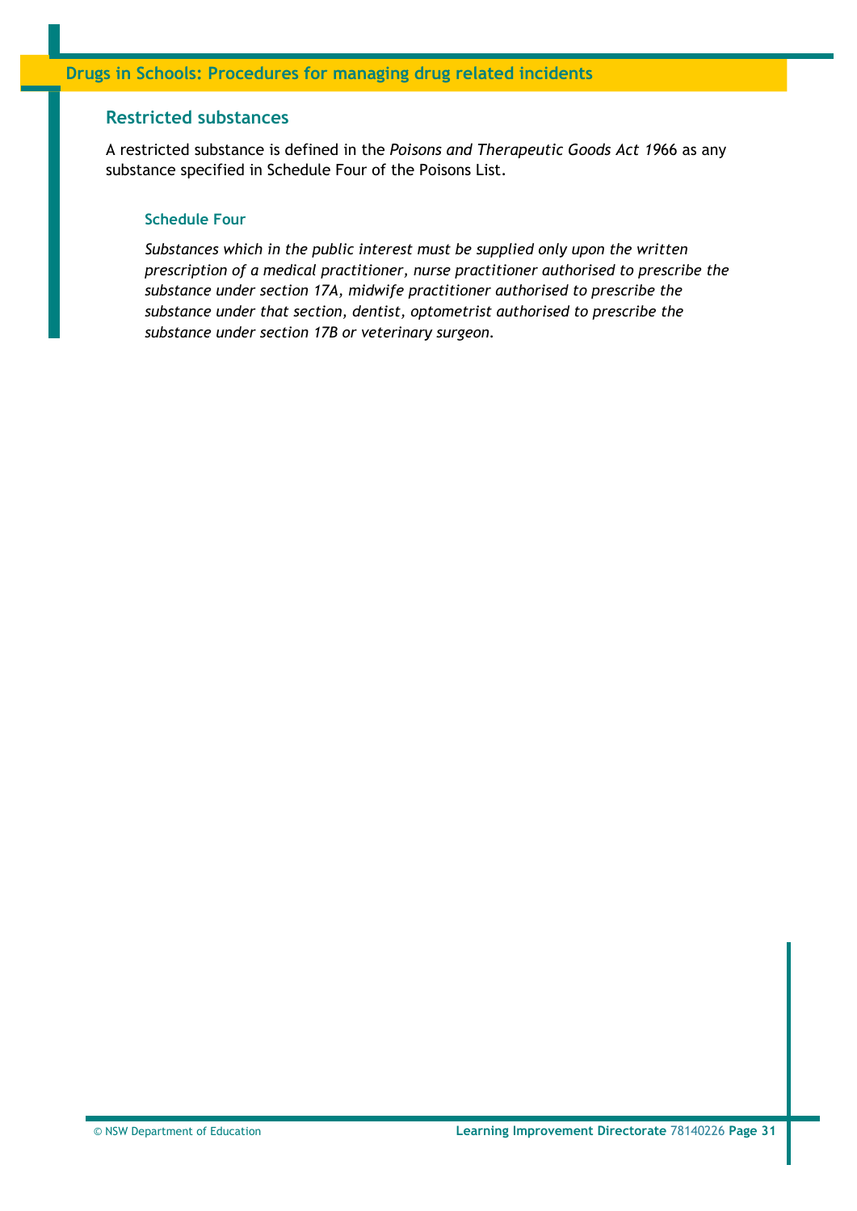## Restricted substances

A restricted substance is defined in the *Poisons and Therapeutic Goods Act 19*66 as any substance specified in Schedule Four of the Poisons List.

### Schedule Four

*Substances which in the public interest must be supplied only upon the written prescription of a medical practitioner, nurse practitioner authorised to prescribe the substance under section 17A, midwife practitioner authorised to prescribe the substance under that section, dentist, optometrist authorised to prescribe the substance under section 17B or veterinary surgeon.*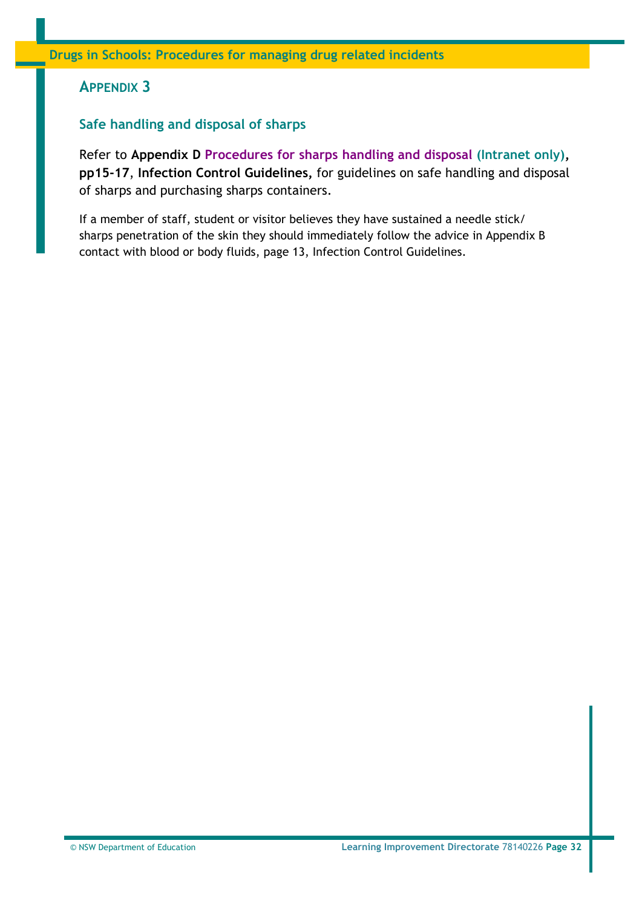## APPENDIX 3

### Safe handling and disposal of sharps

Refer to **Appendix D** **Procedures for sharps handling and disposal (Intranet only), pp15-17**, **Infection Control Guidelines,** for guidelines on safe handling and disposal of sharps and purchasing sharps containers.

If a member of staff, student or visitor believes they have sustained a needle stick/ sharps penetration of the skin they should immediately follow the advice in Appendix B contact with blood or body fluids, page 13, Infection Control Guidelines.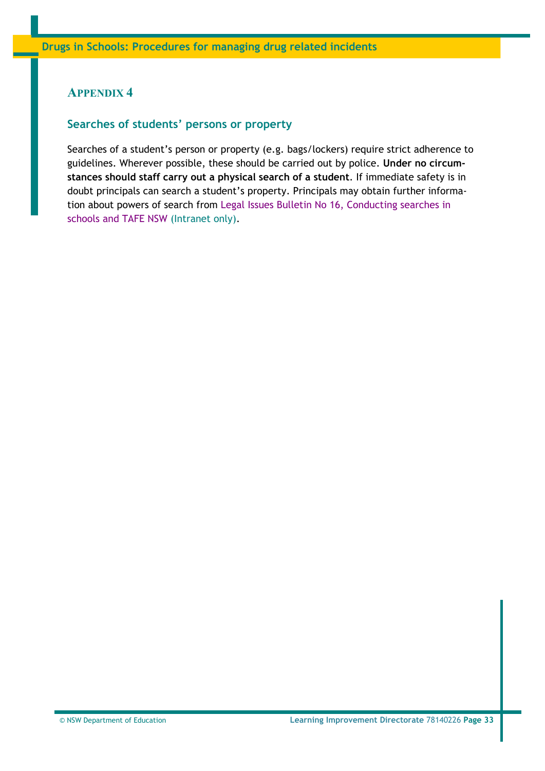# APPENDIX 4

## Searches of students' persons or property

Searches of a student's person or property (e.g. bags/lockers) require strict adherence to guidelines. Wherever possible, these should be carried out by police. **Under no circumstances should staff carry out a physical search of a student**. If immediate safety is in doubt principals can search a student's property. Principals may obtain further information about powers of search from Legal Issues Bulletin No 16, Conducting searches in schools and TAFE NSW (Intranet only).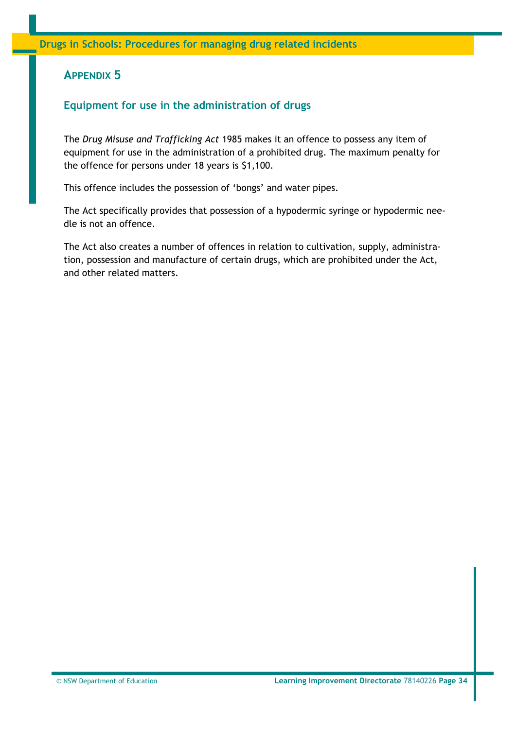## Appendix 5

### Equipment for use in the administration of drugs

The *Drug Misuse and Trafficking Act* 1985 makes it an offence to possess any item of equipment for use in the administration of a prohibited drug. The maximum penalty for the offence for persons under 18 years is $1,100.

This offence includes the possession of 'bongs' and water pipes.

The Act specifically provides that possession of a hypodermic syringe or hypodermic needle is not an offence.

The Act also creates a number of offences in relation to cultivation, supply, administration, possession and manufacture of certain drugs, which are prohibited under the Act, and other related matters.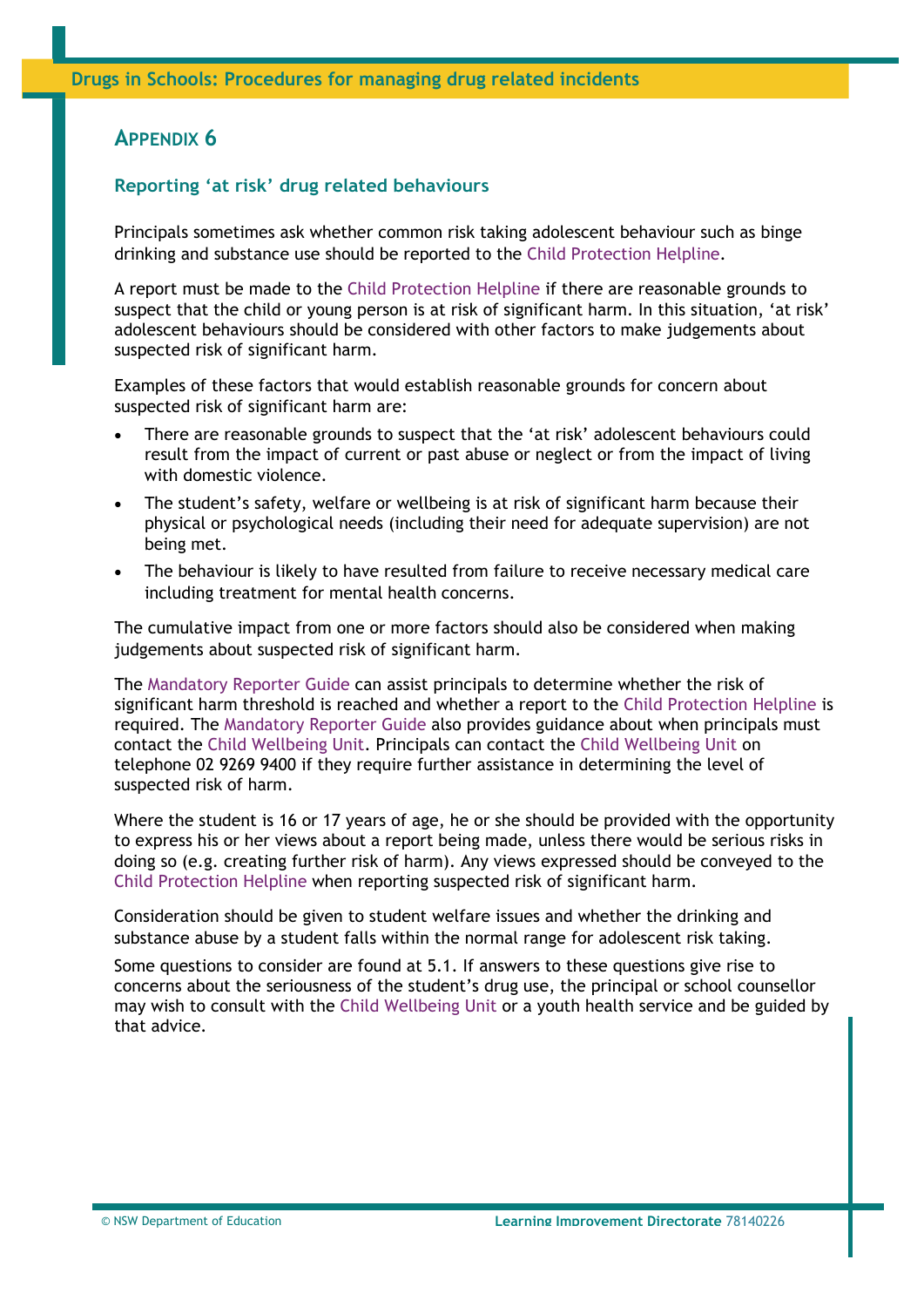## APPENDIX 6

### Reporting 'at risk' drug related behaviours

Principals sometimes ask whether common risk taking adolescent behaviour such as binge drinking and substance use should be reported to the Child Protection Helpline.

A report must be made to the Child Protection Helpline if there are reasonable grounds to suspect that the child or young person is at risk of significant harm. In this situation, 'at risk' adolescent behaviours should be considered with other factors to make judgements about suspected risk of significant harm.

Examples of these factors that would establish reasonable grounds for concern about suspected risk of significant harm are:

- There are reasonable grounds to suspect that the 'at risk' adolescent behaviours could result from the impact of current or past abuse or neglect or from the impact of living with domestic violence.
- The student's safety, welfare or wellbeing is at risk of significant harm because their physical or psychological needs (including their need for adequate supervision) are not being met.
- The behaviour is likely to have resulted from failure to receive necessary medical care including treatment for mental health concerns.

The cumulative impact from one or more factors should also be considered when making judgements about suspected risk of significant harm.

The Mandatory Reporter Guide can assist principals to determine whether the risk of significant harm threshold is reached and whether a report to the Child Protection Helpline is required. The Mandatory Reporter Guide also provides guidance about when principals must contact the Child Wellbeing Unit. Principals can contact the Child Wellbeing Unit on telephone 02 9269 9400 if they require further assistance in determining the level of suspected risk of harm.

Where the student is 16 or 17 years of age, he or she should be provided with the opportunity to express his or her views about a report being made, unless there would be serious risks in doing so (e.g. creating further risk of harm). Any views expressed should be conveyed to the Child Protection Helpline when reporting suspected risk of significant harm.

Consideration should be given to student welfare issues and whether the drinking and substance abuse by a student falls within the normal range for adolescent risk taking.

Some questions to consider are found at 5.1. If answers to these questions give rise to concerns about the seriousness of the student's drug use, the principal or school counsellor may wish to consult with the Child Wellbeing Unit or a youth health service and be guided by that advice.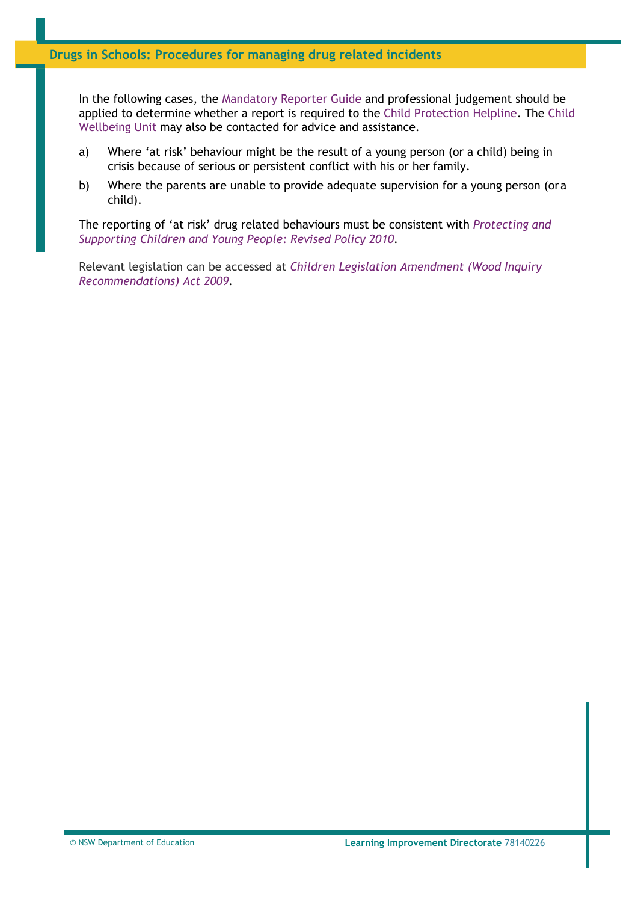In the following cases, the Mandatory Reporter Guide and professional judgement should be applied to determine whether a report is required to the Child Protection Helpline. The Child Wellbeing Unit may also be contacted for advice and assistance.

a) Where 'at risk' behaviour might be the result of a young person (or a child) being in crisis because of serious or persistent conflict with his or her family.

b) Where the parents are unable to provide adequate supervision for a young person (or a child).

The reporting of 'at risk' drug related behaviours must be consistent with *Protecting and Supporting Children and Young People: Revised Policy 2010*.

Relevant legislation can be accessed at *Children Legislation Amendment (Wood Inquiry Recommendations) Act 2009*.